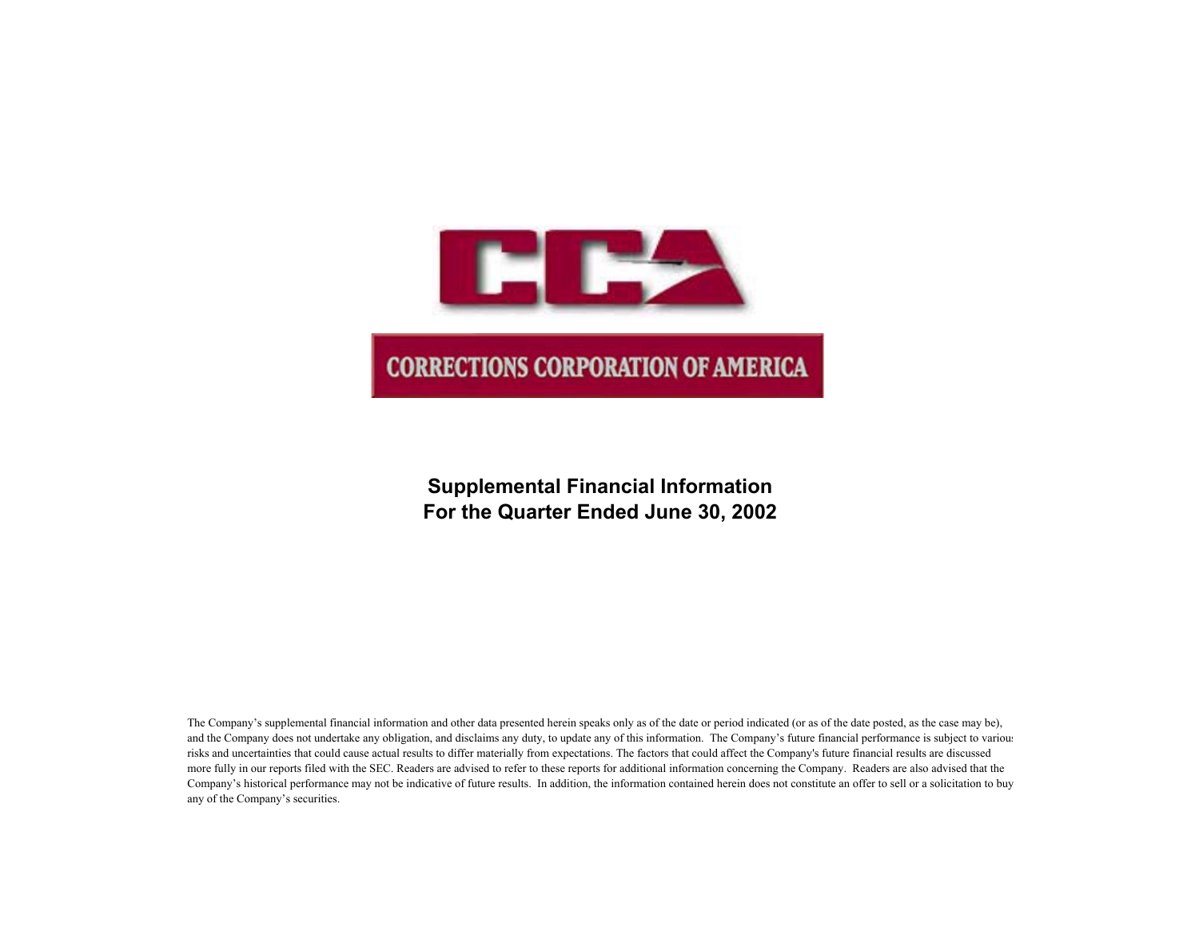CCA

CORRECTIONS CORPORATION OF AMERICA

# Supplemental Financial Information
# For the Quarter Ended June 30, 2002

The Company's supplemental financial information and other data presented herein speaks only as of the date or period indicated (or as of the date posted, as the case may be), and the Company does not undertake any obligation, and disclaims any duty, to update any of this information. The Company's future financial performance is subject to various risks and uncertainties that could cause actual results to differ materially from expectations. The factors that could affect the Company's future financial results are discussed more fully in our reports filed with the SEC. Readers are advised to refer to these reports for additional information concerning the Company. Readers are also advised that the Company's historical performance may not be indicative of future results. In addition, the information contained herein does not constitute an offer to sell or a solicitation to buy any of the Company's securities.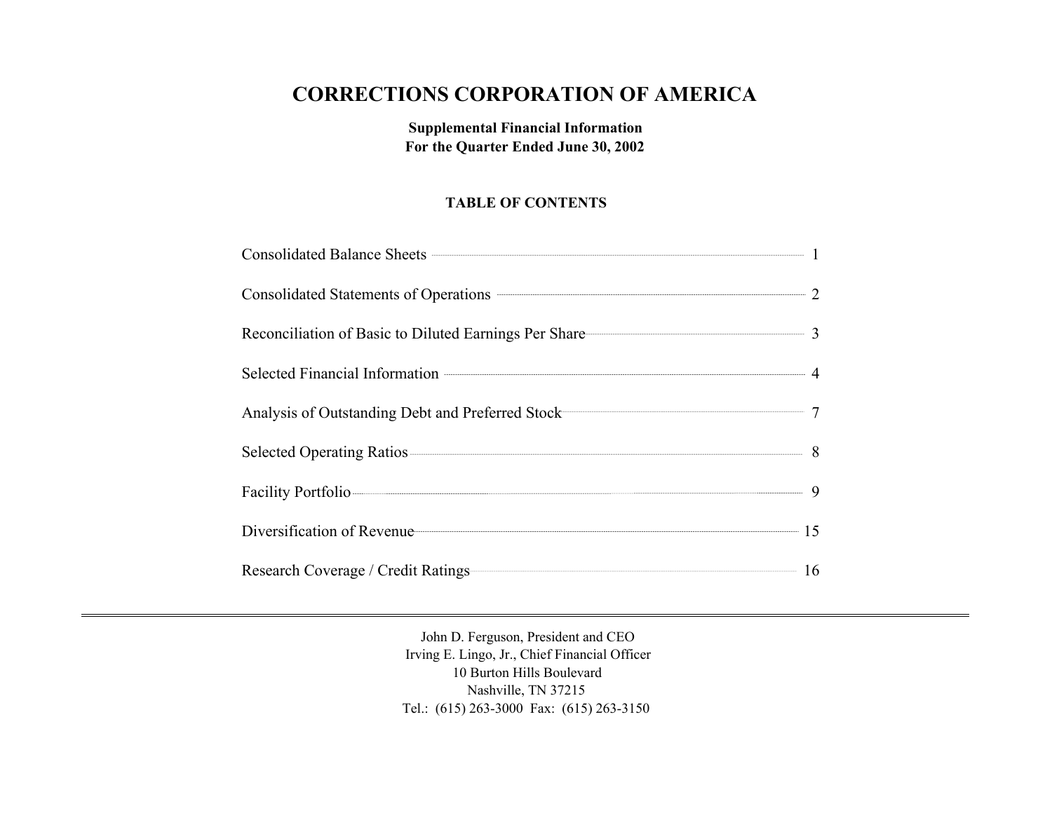# CORRECTIONS CORPORATION OF AMERICA

**Supplemental Financial Information**
**For the Quarter Ended June 30, 2002**

## TABLE OF CONTENTS

| | |
|---|---|
| Consolidated Balance Sheets | 1 |
| Consolidated Statements of Operations | 2 |
| Reconciliation of Basic to Diluted Earnings Per Share | 3 |
| Selected Financial Information | 4 |
| Analysis of Outstanding Debt and Preferred Stock | 7 |
| Selected Operating Ratios | 8 |
| Facility Portfolio | 9 |
| Diversification of Revenue | 15 |
| Research Coverage / Credit Ratings | 16 |

---

John D. Ferguson, President and CEO
Irving E. Lingo, Jr., Chief Financial Officer
10 Burton Hills Boulevard
Nashville, TN 37215
Tel.: (615) 263-3000 Fax: (615) 263-3150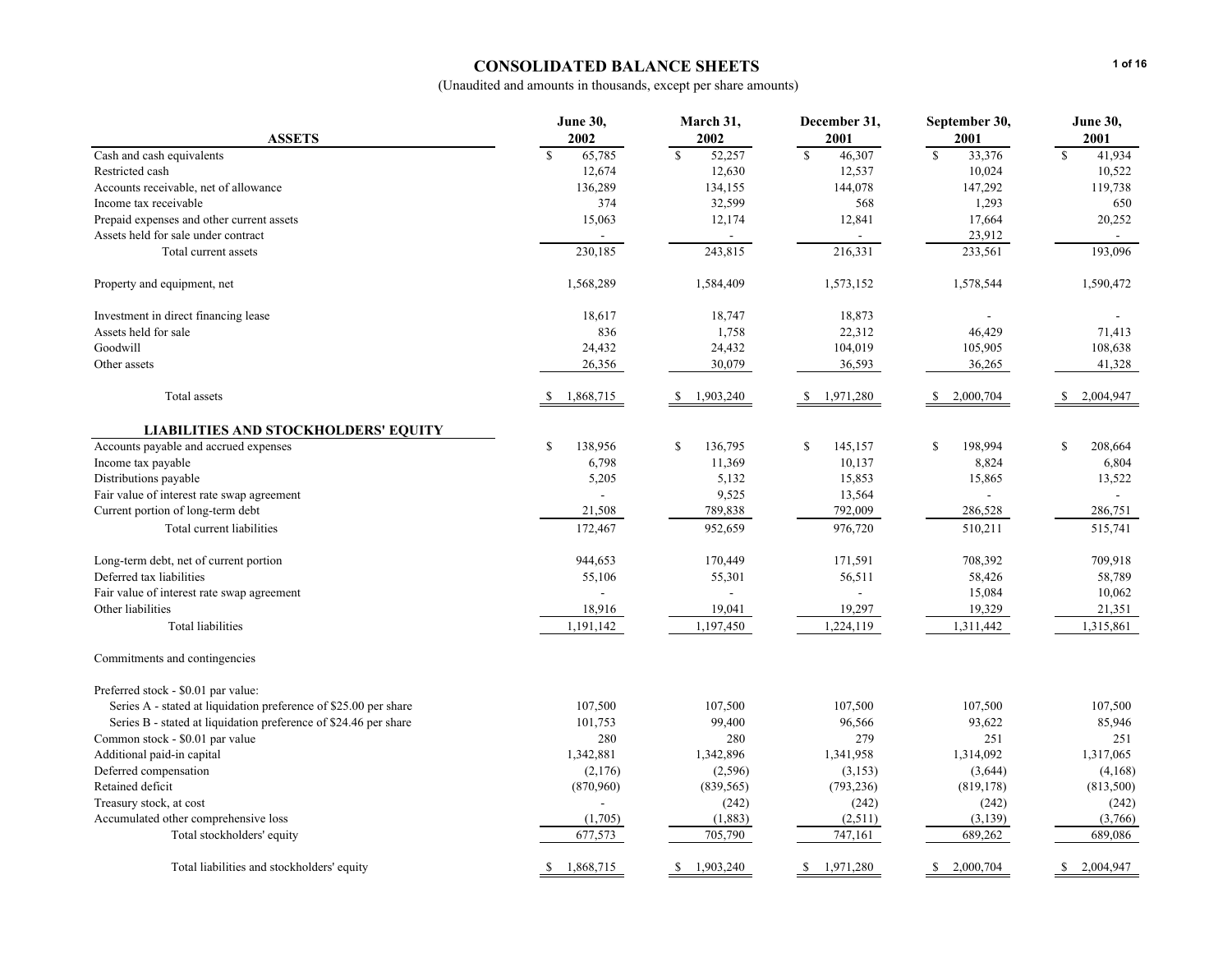# CONSOLIDATED BALANCE SHEETS

(Unaudited and amounts in thousands, except per share amounts)

| ASSETS | June 30, 2002 | March 31, 2002 | December 31, 2001 | September 30, 2001 | June 30, 2001 |
|---|---|---|---|---|---|
| Cash and cash equivalents | $ 65,785 | $ 52,257 | $ 46,307 | $ 33,376 | $ 41,934 |
| Restricted cash | 12,674 | 12,630 | 12,537 | 10,024 | 10,522 |
| Accounts receivable, net of allowance | 136,289 | 134,155 | 144,078 | 147,292 | 119,738 |
| Income tax receivable | 374 | 32,599 | 568 | 1,293 | 650 |
| Prepaid expenses and other current assets | 15,063 | 12,174 | 12,841 | 17,664 | 20,252 |
| Assets held for sale under contract | - | - | - | 23,912 | - |
| Total current assets | 230,185 | 243,815 | 216,331 | 233,561 | 193,096 |
| | | | | | |
| Property and equipment, net | 1,568,289 | 1,584,409 | 1,573,152 | 1,578,544 | 1,590,472 |
| | | | | | |
| Investment in direct financing lease | 18,617 | 18,747 | 18,873 | - | - |
| Assets held for sale | 836 | 1,758 | 22,312 | 46,429 | 71,413 |
| Goodwill | 24,432 | 24,432 | 104,019 | 105,905 | 108,638 |
| Other assets | 26,356 | 30,079 | 36,593 | 36,265 | 41,328 |
| | | | | | |
| Total assets | $ 1,868,715 | $ 1,903,240 | $ 1,971,280 | $ 2,000,704 | $ 2,004,947 |
| | | | | | |
| **LIABILITIES AND STOCKHOLDERS' EQUITY** | | | | | |
| Accounts payable and accrued expenses | $ 138,956 | $ 136,795 | $ 145,157 | $ 198,994 | $ 208,664 |
| Income tax payable | 6,798 | 11,369 | 10,137 | 8,824 | 6,804 |
| Distributions payable | 5,205 | 5,132 | 15,853 | 15,865 | 13,522 |
| Fair value of interest rate swap agreement | - | 9,525 | 13,564 | - | - |
| Current portion of long-term debt | 21,508 | 789,838 | 792,009 | 286,528 | 286,751 |
| Total current liabilities | 172,467 | 952,659 | 976,720 | 510,211 | 515,741 |
| | | | | | |
| Long-term debt, net of current portion | 944,653 | 170,449 | 171,591 | 708,392 | 709,918 |
| Deferred tax liabilities | 55,106 | 55,301 | 56,511 | 58,426 | 58,789 |
| Fair value of interest rate swap agreement | - | - | - | 15,084 | 10,062 |
| Other liabilities | 18,916 | 19,041 | 19,297 | 19,329 | 21,351 |
| Total liabilities | 1,191,142 | 1,197,450 | 1,224,119 | 1,311,442 | 1,315,861 |
| | | | | | |
| Commitments and contingencies | | | | | |
| | | | | | |
| Preferred stock - $0.01 par value: | | | | | |
| Series A - stated at liquidation preference of $25.00 per share | 107,500 | 107,500 | 107,500 | 107,500 | 107,500 |
| Series B - stated at liquidation preference of $24.46 per share | 101,753 | 99,400 | 96,566 | 93,622 | 85,946 |
| Common stock - $0.01 par value | 280 | 280 | 279 | 251 | 251 |
| Additional paid-in capital | 1,342,881 | 1,342,896 | 1,341,958 | 1,314,092 | 1,317,065 |
| Deferred compensation | (2,176) | (2,596) | (3,153) | (3,644) | (4,168) |
| Retained deficit | (870,960) | (839,565) | (793,236) | (819,178) | (813,500) |
| Treasury stock, at cost | - | (242) | (242) | (242) | (242) |
| Accumulated other comprehensive loss | (1,705) | (1,883) | (2,511) | (3,139) | (3,766) |
| Total stockholders' equity | 677,573 | 705,790 | 747,161 | 689,262 | 689,086 |
| | | | | | |
| Total liabilities and stockholders' equity | $ 1,868,715 | $ 1,903,240 | $ 1,971,280 | $ 2,000,704 | $ 2,004,947 |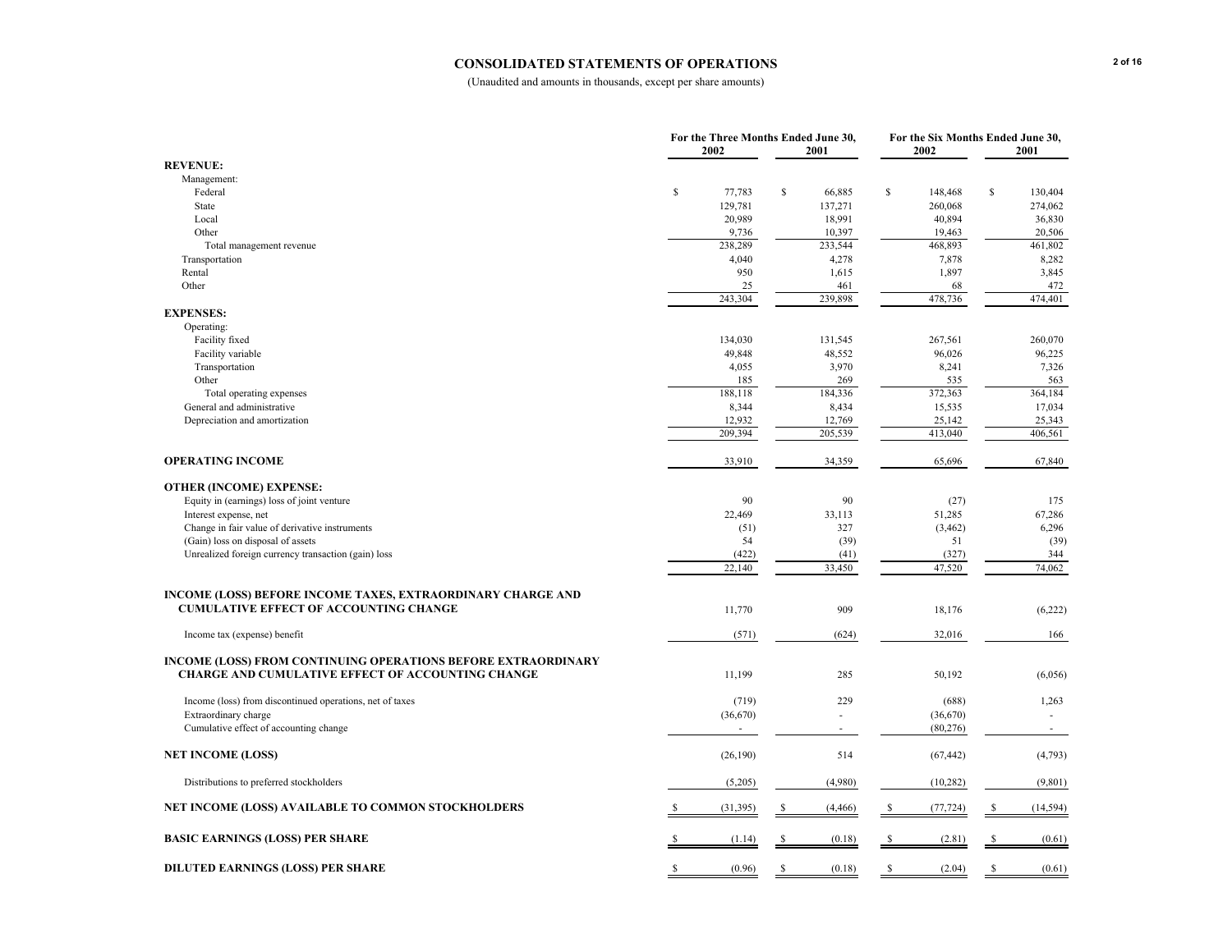## CONSOLIDATED STATEMENTS OF OPERATIONS

(Unaudited and amounts in thousands, except per share amounts)

| | For the Three Months Ended June 30, 2002 | For the Three Months Ended June 30, 2001 | For the Six Months Ended June 30, 2002 | For the Six Months Ended June 30, 2001 |
|---|---|---|---|---|
| **REVENUE:** | | | | |
| Management: | | | | |
| Federal | $ 77,783 | $ 66,885 | $ 148,468 | $ 130,404 |
| State | 129,781 | 137,271 | 260,068 | 274,062 |
| Local | 20,989 | 18,991 | 40,894 | 36,830 |
| Other | 9,736 | 10,397 | 19,463 | 20,506 |
| Total management revenue | 238,289 | 233,544 | 468,893 | 461,802 |
| Transportation | 4,040 | 4,278 | 7,878 | 8,282 |
| Rental | 950 | 1,615 | 1,897 | 3,845 |
| Other | 25 | 461 | 68 | 472 |
| | 243,304 | 239,898 | 478,736 | 474,401 |
| **EXPENSES:** | | | | |
| Operating: | | | | |
| Facility fixed | 134,030 | 131,545 | 267,561 | 260,070 |
| Facility variable | 49,848 | 48,552 | 96,026 | 96,225 |
| Transportation | 4,055 | 3,970 | 8,241 | 7,326 |
| Other | 185 | 269 | 535 | 563 |
| Total operating expenses | 188,118 | 184,336 | 372,363 | 364,184 |
| General and administrative | 8,344 | 8,434 | 15,535 | 17,034 |
| Depreciation and amortization | 12,932 | 12,769 | 25,142 | 25,343 |
| | 209,394 | 205,539 | 413,040 | 406,561 |
| **OPERATING INCOME** | 33,910 | 34,359 | 65,696 | 67,840 |
| **OTHER (INCOME) EXPENSE:** | | | | |
| Equity in (earnings) loss of joint venture | 90 | 90 | (27) | 175 |
| Interest expense, net | 22,469 | 33,113 | 51,285 | 67,286 |
| Change in fair value of derivative instruments | (51) | 327 | (3,462) | 6,296 |
| (Gain) loss on disposal of assets | 54 | (39) | 51 | (39) |
| Unrealized foreign currency transaction (gain) loss | (422) | (41) | (327) | 344 |
| | 22,140 | 33,450 | 47,520 | 74,062 |
| **INCOME (LOSS) BEFORE INCOME TAXES, EXTRAORDINARY CHARGE AND CUMULATIVE EFFECT OF ACCOUNTING CHANGE** | 11,770 | 909 | 18,176 | (6,222) |
| Income tax (expense) benefit | (571) | (624) | 32,016 | 166 |
| **INCOME (LOSS) FROM CONTINUING OPERATIONS BEFORE EXTRAORDINARY CHARGE AND CUMULATIVE EFFECT OF ACCOUNTING CHANGE** | 11,199 | 285 | 50,192 | (6,056) |
| Income (loss) from discontinued operations, net of taxes | (719) | 229 | (688) | 1,263 |
| Extraordinary charge | (36,670) | - | (36,670) | - |
| Cumulative effect of accounting change | - | - | (80,276) | - |
| **NET INCOME (LOSS)** | (26,190) | 514 | (67,442) | (4,793) |
| Distributions to preferred stockholders | (5,205) | (4,980) | (10,282) | (9,801) |
| **NET INCOME (LOSS) AVAILABLE TO COMMON STOCKHOLDERS** | $ (31,395) | $ (4,466) | $ (77,724) | $ (14,594) |
| **BASIC EARNINGS (LOSS) PER SHARE** | $ (1.14) | $ (0.18) | $ (2.81) | $ (0.61) |
| **DILUTED EARNINGS (LOSS) PER SHARE** | $ (0.96) | $ (0.18) | $ (2.04) | $ (0.61) |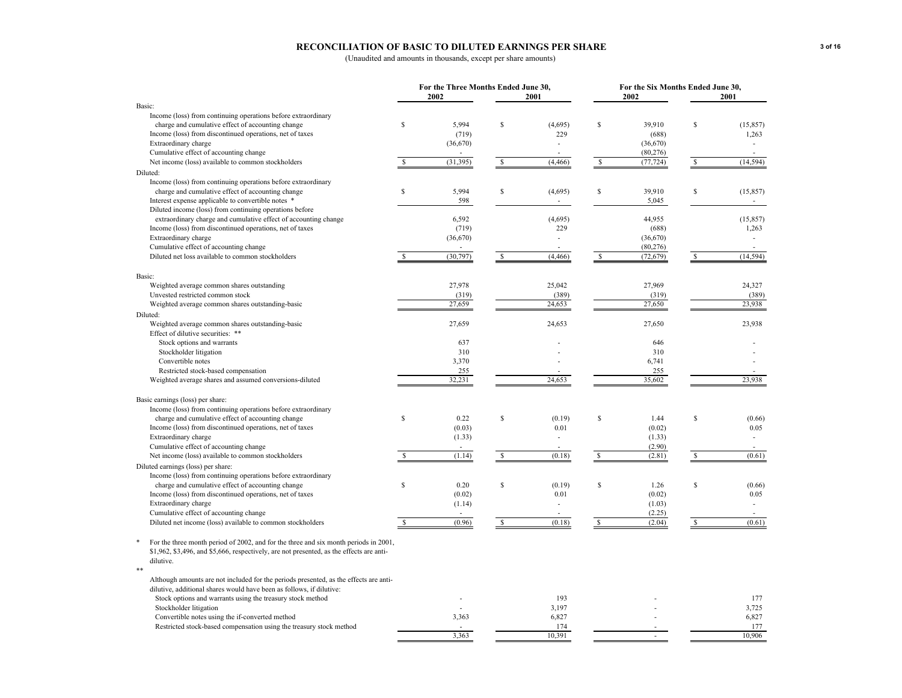# RECONCILIATION OF BASIC TO DILUTED EARNINGS PER SHARE

(Unaudited and amounts in thousands, except per share amounts)

| | For the Three Months Ended June 30, | | For the Six Months Ended June 30, | |
|---|---|---|---|---|
| | 2002 | 2001 | 2002 | 2001 |
| **Basic:** | | | | |
| Income (loss) from continuing operations before extraordinary charge and cumulative effect of accounting change | $ 5,994 | $ (4,695) | $ 39,910 | $ (15,857) |
| Income (loss) from discontinued operations, net of taxes | (719) | 229 | (688) | 1,263 |
| Extraordinary charge | (36,670) | - | (36,670) | - |
| Cumulative effect of accounting change | - | - | (80,276) | - |
| Net income (loss) available to common stockholders | $ (31,395) | $ (4,466) | $ (77,724) | $ (14,594) |
| **Diluted:** | | | | |
| Income (loss) from continuing operations before extraordinary charge and cumulative effect of accounting change | $ 5,994 | $ (4,695) | $ 39,910 | $ (15,857) |
| Interest expense applicable to convertible notes * | 598 | - | 5,045 | - |
| Diluted income (loss) from continuing operations before extraordinary charge and cumulative effect of accounting change | 6,592 | (4,695) | 44,955 | (15,857) |
| Income (loss) from discontinued operations, net of taxes | (719) | 229 | (688) | 1,263 |
| Extraordinary charge | (36,670) | - | (36,670) | - |
| Cumulative effect of accounting change | - | - | (80,276) | - |
| Diluted net loss available to common stockholders | $ (30,797) | $ (4,466) | $ (72,679) | $ (14,594) |
| **Basic:** | | | | |
| Weighted average common shares outstanding | 27,978 | 25,042 | 27,969 | 24,327 |
| Unvested restricted common stock | (319) | (389) | (319) | (389) |
| Weighted average common shares outstanding-basic | 27,659 | 24,653 | 27,650 | 23,938 |
| **Diluted:** | | | | |
| Weighted average common shares outstanding-basic | 27,659 | 24,653 | 27,650 | 23,938 |
| Effect of dilutive securities: ** | | | | |
| Stock options and warrants | 637 | - | 646 | - |
| Stockholder litigation | 310 | - | 310 | - |
| Convertible notes | 3,370 | - | 6,741 | - |
| Restricted stock-based compensation | 255 | - | 255 | - |
| Weighted average shares and assumed conversions-diluted | 32,231 | 24,653 | 35,602 | 23,938 |
| **Basic earnings (loss) per share:** | | | | |
| Income (loss) from continuing operations before extraordinary charge and cumulative effect of accounting change | $ 0.22 | $ (0.19) | $ 1.44 | $ (0.66) |
| Income (loss) from discontinued operations, net of taxes | (0.03) | 0.01 | (0.02) | 0.05 |
| Extraordinary charge | (1.33) | - | (1.33) | - |
| Cumulative effect of accounting change | - | - | (2.90) | - |
| Net income (loss) available to common stockholders | $ (1.14) | $ (0.18) | $ (2.81) | $ (0.61) |
| **Diluted earnings (loss) per share:** | | | | |
| Income (loss) from continuing operations before extraordinary charge and cumulative effect of accounting change | $ 0.20 | $ (0.19) | $ 1.26 | $ (0.66) |
| Income (loss) from discontinued operations, net of taxes | (0.02) | 0.01 | (0.02) | 0.05 |
| Extraordinary charge | (1.14) | - | (1.03) | - |
| Cumulative effect of accounting change | - | - | (2.25) | - |
| Diluted net income (loss) available to common stockholders | $ (0.96) | $ (0.18) | $ (2.04) | $ (0.61) |

\* For the three month period of 2002, and for the three and six month periods in 2001, $1,962, $3,496, and $5,666, respectively, are not presented, as the effects are anti-dilutive.

\*\* Although amounts are not included for the periods presented, as the effects are anti-dilutive, additional shares would have been as follows, if dilutive:

| | Three Months 2002 | Three Months 2001 | Six Months 2002 | Six Months 2001 |
|---|---|---|---|---|
| Stock options and warrants using the treasury stock method | - | 193 | - | 177 |
| Stockholder litigation | - | 3,197 | - | 3,725 |
| Convertible notes using the if-converted method | 3,363 | 6,827 | - | 6,827 |
| Restricted stock-based compensation using the treasury stock method | - | 174 | - | 177 |
| | 3,363 | 10,391 | - | 10,906 |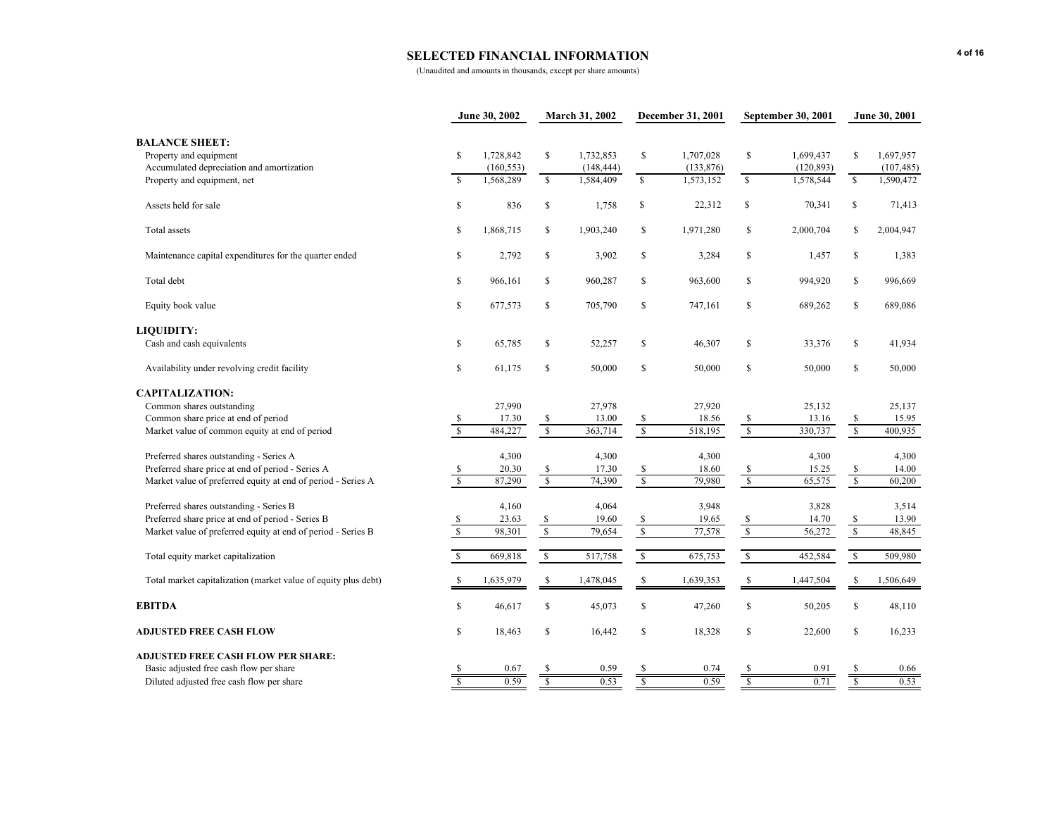# SELECTED FINANCIAL INFORMATION

(Unaudited and amounts in thousands, except per share amounts)

| | June 30, 2002 | March 31, 2002 | December 31, 2001 | September 30, 2001 | June 30, 2001 |
|---|---|---|---|---|---|
| **BALANCE SHEET:** | | | | | |
| Property and equipment | $ 1,728,842 | $ 1,732,853 | $ 1,707,028 | $ 1,699,437 | $ 1,697,957 |
| Accumulated depreciation and amortization | (160,553) | (148,444) | (133,876) | (120,893) | (107,485) |
| Property and equipment, net | $ 1,568,289 | $ 1,584,409 | $ 1,573,152 | $ 1,578,544 | $ 1,590,472 |
| Assets held for sale | $ 836 | $ 1,758 | $ 22,312 | $ 70,341 | $ 71,413 |
| Total assets | $ 1,868,715 | $ 1,903,240 | $ 1,971,280 | $ 2,000,704 | $ 2,004,947 |
| Maintenance capital expenditures for the quarter ended | $ 2,792 | $ 3,902 | $ 3,284 | $ 1,457 | $ 1,383 |
| Total debt | $ 966,161 | $ 960,287 | $ 963,600 | $ 994,920 | $ 996,669 |
| Equity book value | $ 677,573 | $ 705,790 | $ 747,161 | $ 689,262 | $ 689,086 |
| **LIQUIDITY:** | | | | | |
| Cash and cash equivalents | $ 65,785 | $ 52,257 | $ 46,307 | $ 33,376 | $ 41,934 |
| Availability under revolving credit facility | $ 61,175 | $ 50,000 | $ 50,000 | $ 50,000 | $ 50,000 |
| **CAPITALIZATION:** | | | | | |
| Common shares outstanding | 27,990 | 27,978 | 27,920 | 25,132 | 25,137 |
| Common share price at end of period | $ 17.30 | $ 13.00 | $ 18.56 | $ 13.16 | $ 15.95 |
| Market value of common equity at end of period | $ 484,227 | $ 363,714 | $ 518,195 | $ 330,737 | $ 400,935 |
| Preferred shares outstanding - Series A | 4,300 | 4,300 | 4,300 | 4,300 | 4,300 |
| Preferred share price at end of period - Series A | $ 20.30 | $ 17.30 | $ 18.60 | $ 15.25 | $ 14.00 |
| Market value of preferred equity at end of period - Series A | $ 87,290 | $ 74,390 | $ 79,980 | $ 65,575 | $ 60,200 |
| Preferred shares outstanding - Series B | 4,160 | 4,064 | 3,948 | 3,828 | 3,514 |
| Preferred share price at end of period - Series B | $ 23.63 | $ 19.60 | $ 19.65 | $ 14.70 | $ 13.90 |
| Market value of preferred equity at end of period - Series B | $ 98,301 | $ 79,654 | $ 77,578 | $ 56,272 | $ 48,845 |
| Total equity market capitalization | $ 669,818 | $ 517,758 | $ 675,753 | $ 452,584 | $ 509,980 |
| Total market capitalization (market value of equity plus debt) | $ 1,635,979 | $ 1,478,045 | $ 1,639,353 | $ 1,447,504 | $ 1,506,649 |
| **EBITDA** | $ 46,617 | $ 45,073 | $ 47,260 | $ 50,205 | $ 48,110 |
| **ADJUSTED FREE CASH FLOW** | $ 18,463 | $ 16,442 | $ 18,328 | $ 22,600 | $ 16,233 |
| **ADJUSTED FREE CASH FLOW PER SHARE:** | | | | | |
| Basic adjusted free cash flow per share | $ 0.67 | $ 0.59 | $ 0.74 | $ 0.91 | $ 0.66 |
| Diluted adjusted free cash flow per share | $ 0.59 | $ 0.53 | $ 0.59 | $ 0.71 | $ 0.53 |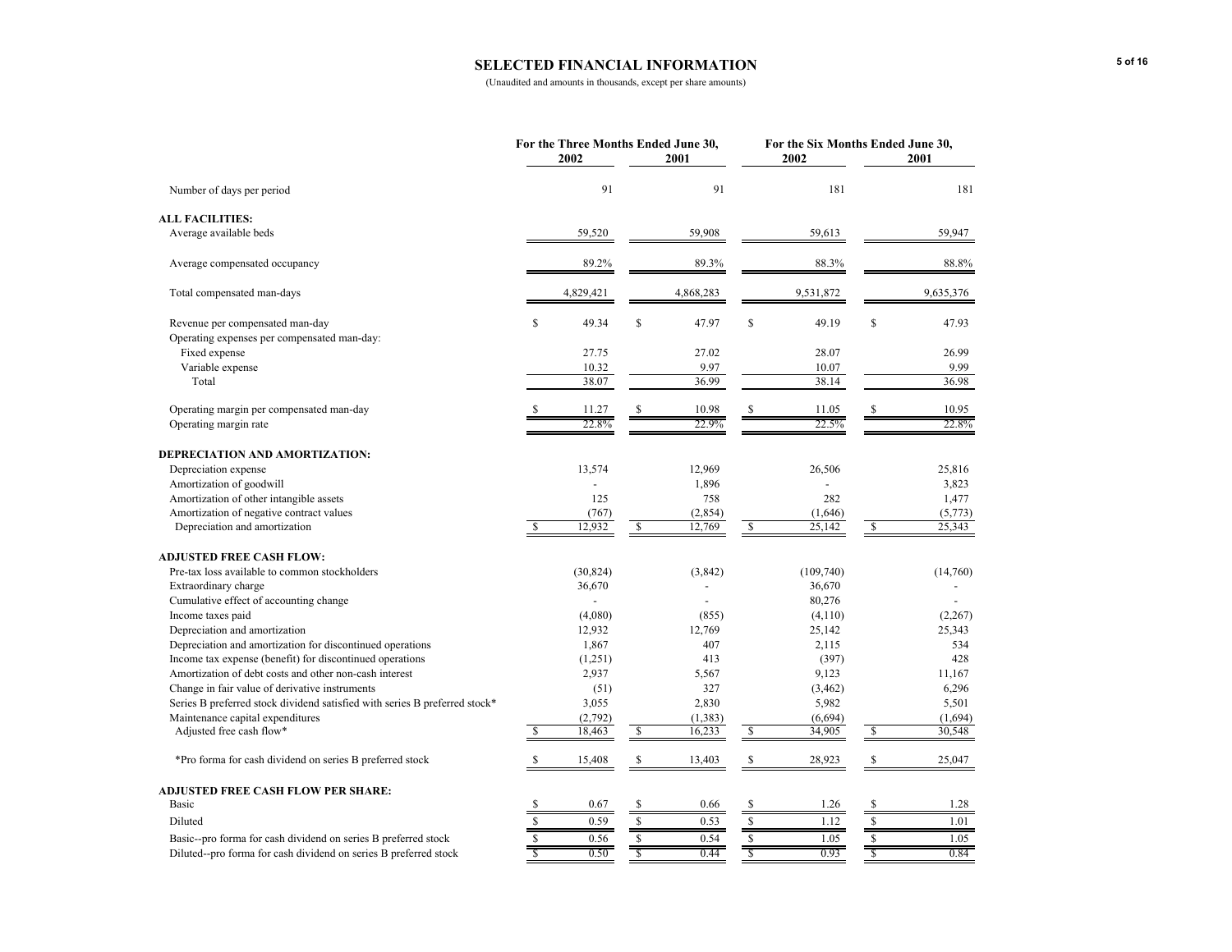## SELECTED FINANCIAL INFORMATION

(Unaudited and amounts in thousands, except per share amounts)

| | For the Three Months Ended June 30, 2002 | For the Three Months Ended June 30, 2001 | For the Six Months Ended June 30, 2002 | For the Six Months Ended June 30, 2001 |
|---|---|---|---|---|
| Number of days per period | 91 | 91 | 181 | 181 |
| **ALL FACILITIES:** | | | | |
| Average available beds | 59,520 | 59,908 | 59,613 | 59,947 |
| Average compensated occupancy | 89.2% | 89.3% | 88.3% | 88.8% |
| Total compensated man-days | 4,829,421 | 4,868,283 | 9,531,872 | 9,635,376 |
| Revenue per compensated man-day | $ 49.34 | $ 47.97 | $ 49.19 | $ 47.93 |
| Operating expenses per compensated man-day: | | | | |
| Fixed expense | 27.75 | 27.02 | 28.07 | 26.99 |
| Variable expense | 10.32 | 9.97 | 10.07 | 9.99 |
| Total | 38.07 | 36.99 | 38.14 | 36.98 |
| Operating margin per compensated man-day | $ 11.27 | $ 10.98 | $ 11.05 | $ 10.95 |
| Operating margin rate | 22.8% | 22.9% | 22.5% | 22.8% |
| **DEPRECIATION AND AMORTIZATION:** | | | | |
| Depreciation expense | 13,574 | 12,969 | 26,506 | 25,816 |
| Amortization of goodwill | - | 1,896 | - | 3,823 |
| Amortization of other intangible assets | 125 | 758 | 282 | 1,477 |
| Amortization of negative contract values | (767) | (2,854) | (1,646) | (5,773) |
| Depreciation and amortization | $ 12,932 | $ 12,769 | $ 25,142 | $ 25,343 |
| **ADJUSTED FREE CASH FLOW:** | | | | |
| Pre-tax loss available to common stockholders | (30,824) | (3,842) | (109,740) | (14,760) |
| Extraordinary charge | 36,670 | - | 36,670 | - |
| Cumulative effect of accounting change | - | - | 80,276 | - |
| Income taxes paid | (4,080) | (855) | (4,110) | (2,267) |
| Depreciation and amortization | 12,932 | 12,769 | 25,142 | 25,343 |
| Depreciation and amortization for discontinued operations | 1,867 | 407 | 2,115 | 534 |
| Income tax expense (benefit) for discontinued operations | (1,251) | 413 | (397) | 428 |
| Amortization of debt costs and other non-cash interest | 2,937 | 5,567 | 9,123 | 11,167 |
| Change in fair value of derivative instruments | (51) | 327 | (3,462) | 6,296 |
| Series B preferred stock dividend satisfied with series B preferred stock* | 3,055 | 2,830 | 5,982 | 5,501 |
| Maintenance capital expenditures | (2,792) | (1,383) | (6,694) | (1,694) |
| Adjusted free cash flow* | $ 18,463 | $ 16,233 | $ 34,905 | $ 30,548 |
| *Pro forma for cash dividend on series B preferred stock | $ 15,408 | $ 13,403 | $ 28,923 | $ 25,047 |
| **ADJUSTED FREE CASH FLOW PER SHARE:** | | | | |
| Basic | $ 0.67 | $ 0.66 | $ 1.26 | $ 1.28 |
| Diluted | $ 0.59 | $ 0.53 | $ 1.12 | $ 1.01 |
| Basic--pro forma for cash dividend on series B preferred stock | $ 0.56 | $ 0.54 | $ 1.05 | $ 1.05 |
| Diluted--pro forma for cash dividend on series B preferred stock | $ 0.50 | $ 0.44 | $ 0.93 | $ 0.84 |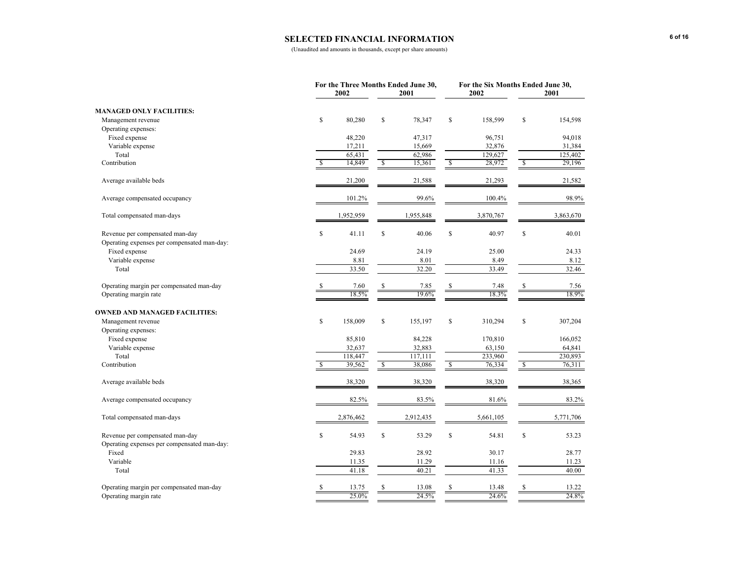# SELECTED FINANCIAL INFORMATION

(Unaudited and amounts in thousands, except per share amounts)

| | For the Three Months Ended June 30, 2002 | For the Three Months Ended June 30, 2001 | For the Six Months Ended June 30, 2002 | For the Six Months Ended June 30, 2001 |
|---|---|---|---|---|
| **MANAGED ONLY FACILITIES:** | | | | |
| Management revenue | $ 80,280 | $ 78,347 | $ 158,599 | $ 154,598 |
| Operating expenses: | | | | |
| Fixed expense | 48,220 | 47,317 | 96,751 | 94,018 |
| Variable expense | 17,211 | 15,669 | 32,876 | 31,384 |
| Total | 65,431 | 62,986 | 129,627 | 125,402 |
| Contribution | $ 14,849 | $ 15,361 | $ 28,972 | $ 29,196 |
| Average available beds | 21,200 | 21,588 | 21,293 | 21,582 |
| Average compensated occupancy | 101.2% | 99.6% | 100.4% | 98.9% |
| Total compensated man-days | 1,952,959 | 1,955,848 | 3,870,767 | 3,863,670 |
| Revenue per compensated man-day | $ 41.11 | $ 40.06 | $ 40.97 | $ 40.01 |
| Operating expenses per compensated man-day: | | | | |
| Fixed expense | 24.69 | 24.19 | 25.00 | 24.33 |
| Variable expense | 8.81 | 8.01 | 8.49 | 8.12 |
| Total | 33.50 | 32.20 | 33.49 | 32.46 |
| Operating margin per compensated man-day | $ 7.60 | $ 7.85 | $ 7.48 | $ 7.56 |
| Operating margin rate | 18.5% | 19.6% | 18.3% | 18.9% |
| **OWNED AND MANAGED FACILITIES:** | | | | |
| Management revenue | $ 158,009 | $ 155,197 | $ 310,294 | $ 307,204 |
| Operating expenses: | | | | |
| Fixed expense | 85,810 | 84,228 | 170,810 | 166,052 |
| Variable expense | 32,637 | 32,883 | 63,150 | 64,841 |
| Total | 118,447 | 117,111 | 233,960 | 230,893 |
| Contribution | $ 39,562 | $ 38,086 | $ 76,334 | $ 76,311 |
| Average available beds | 38,320 | 38,320 | 38,320 | 38,365 |
| Average compensated occupancy | 82.5% | 83.5% | 81.6% | 83.2% |
| Total compensated man-days | 2,876,462 | 2,912,435 | 5,661,105 | 5,771,706 |
| Revenue per compensated man-day | $ 54.93 | $ 53.29 | $ 54.81 | $ 53.23 |
| Operating expenses per compensated man-day: | | | | |
| Fixed | 29.83 | 28.92 | 30.17 | 28.77 |
| Variable | 11.35 | 11.29 | 11.16 | 11.23 |
| Total | 41.18 | 40.21 | 41.33 | 40.00 |
| Operating margin per compensated man-day | $ 13.75 | $ 13.08 | $ 13.48 | $ 13.22 |
| Operating margin rate | 25.0% | 24.5% | 24.6% | 24.8% |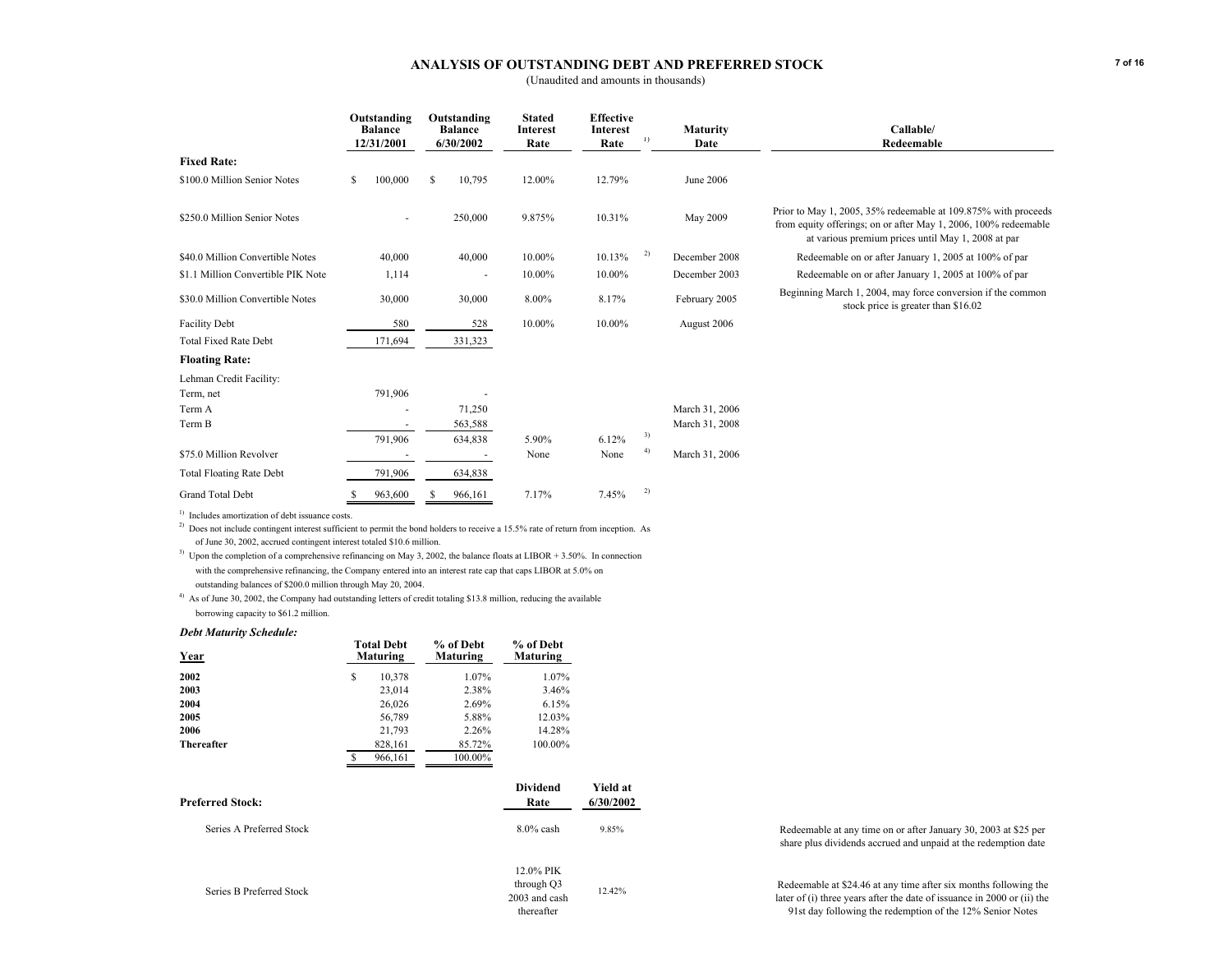# ANALYSIS OF OUTSTANDING DEBT AND PREFERRED STOCK

(Unaudited and amounts in thousands)

| | Outstanding Balance 12/31/2001 | Outstanding Balance 6/30/2002 | Stated Interest Rate | Effective Interest Rate [1] | | Maturity Date | Callable/ Redeemable |
|---|---|---|---|---|---|---|---|
| **Fixed Rate:** | | | | | | | |
| $100.0 Million Senior Notes | $ 100,000 | $ 10,795 | 12.00% | 12.79% | | June 2006 | |
| $250.0 Million Senior Notes | - | 250,000 | 9.875% | 10.31% | | May 2009 | Prior to May 1, 2005, 35% redeemable at 109.875% with proceeds from equity offerings; on or after May 1, 2006, 100% redeemable at various premium prices until May 1, 2008 at par |
| $40.0 Million Convertible Notes | 40,000 | 40,000 | 10.00% | 10.13% | 2) | December 2008 | Redeemable on or after January 1, 2005 at 100% of par |
| $1.1 Million Convertible PIK Note | 1,114 | - | 10.00% | 10.00% | | December 2003 | Redeemable on or after January 1, 2005 at 100% of par |
| $30.0 Million Convertible Notes | 30,000 | 30,000 | 8.00% | 8.17% | | February 2005 | Beginning March 1, 2004, may force conversion if the common stock price is greater than $16.02 |
| Facility Debt | 580 | 528 | 10.00% | 10.00% | | August 2006 | |
| Total Fixed Rate Debt | 171,694 | 331,323 | | | | | |
| **Floating Rate:** | | | | | | | |
| Lehman Credit Facility: | | | | | | | |
| Term, net | 791,906 | - | | | | | |
| Term A | - | 71,250 | | | | March 31, 2006 | |
| Term B | - | 563,588 | | | | March 31, 2008 | |
| | 791,906 | 634,838 | 5.90% | 6.12% | 3) | | |
| $75.0 Million Revolver | - | - | None | None | 4) | March 31, 2006 | |
| Total Floating Rate Debt | 791,906 | 634,838 | | | | | |
| Grand Total Debt | $ 963,600 | $ 966,161 | 7.17% | 7.45% | 2) | | |

[1] Includes amortization of debt issuance costs.

[2] Does not include contingent interest sufficient to permit the bond holders to receive a 15.5% rate of return from inception. As of June 30, 2002, accrued contingent interest totaled $10.6 million.

[3] Upon the completion of a comprehensive refinancing on May 3, 2002, the balance floats at LIBOR + 3.50%. In connection with the comprehensive refinancing, the Company entered into an interest rate cap that caps LIBOR at 5.0% on outstanding balances of $200.0 million through May 20, 2004.

[4] As of June 30, 2002, the Company had outstanding letters of credit totaling $13.8 million, reducing the available borrowing capacity to $61.2 million.

***Debt Maturity Schedule:***

| Year | Total Debt Maturing | % of Debt Maturing | % of Debt Maturing |
|---|---|---|---|
| **2002** | $ 10,378 | 1.07% | 1.07% |
| **2003** | 23,014 | 2.38% | 3.46% |
| **2004** | 26,026 | 2.69% | 6.15% |
| **2005** | 56,789 | 5.88% | 12.03% |
| **2006** | 21,793 | 2.26% | 14.28% |
| **Thereafter** | 828,161 | 85.72% | 100.00% |
| | $ 966,161 | 100.00% | |

| Preferred Stock: | Dividend Rate | Yield at 6/30/2002 | |
|---|---|---|---|
| Series A Preferred Stock | 8.0% cash | 9.85% | Redeemable at any time on or after January 30, 2003 at $25 per share plus dividends accrued and unpaid at the redemption date |
| Series B Preferred Stock | 12.0% PIK through Q3 2003 and cash thereafter | 12.42% | Redeemable at $24.46 at any time after six months following the later of (i) three years after the date of issuance in 2000 or (ii) the 91st day following the redemption of the 12% Senior Notes |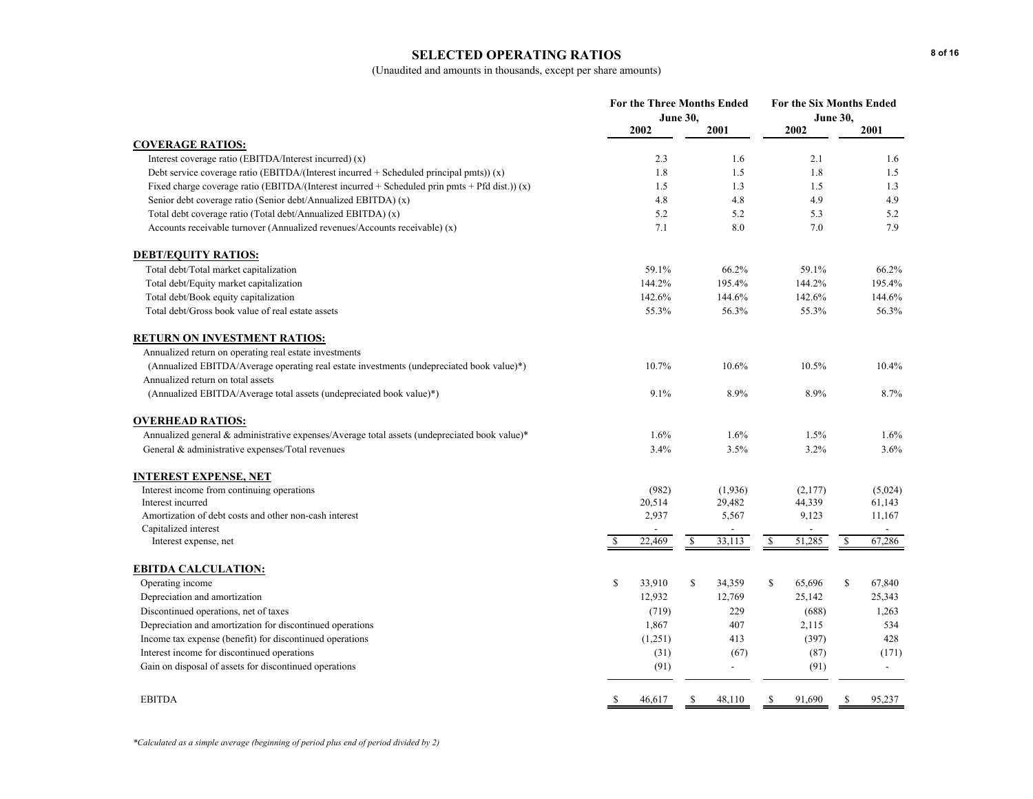# SELECTED OPERATING RATIOS

(Unaudited and amounts in thousands, except per share amounts)

| | For the Three Months Ended June 30, | | For the Six Months Ended June 30, | |
|---|---|---|---|---|
| | 2002 | 2001 | 2002 | 2001 |
| **COVERAGE RATIOS:** | | | | |
| Interest coverage ratio (EBITDA/Interest incurred) (x) | 2.3 | 1.6 | 2.1 | 1.6 |
| Debt service coverage ratio (EBITDA/(Interest incurred + Scheduled principal pmts)) (x) | 1.8 | 1.5 | 1.8 | 1.5 |
| Fixed charge coverage ratio (EBITDA/(Interest incurred + Scheduled prin pmts + Pfd dist.)) (x) | 1.5 | 1.3 | 1.5 | 1.3 |
| Senior debt coverage ratio (Senior debt/Annualized EBITDA) (x) | 4.8 | 4.8 | 4.9 | 4.9 |
| Total debt coverage ratio (Total debt/Annualized EBITDA) (x) | 5.2 | 5.2 | 5.3 | 5.2 |
| Accounts receivable turnover (Annualized revenues/Accounts receivable) (x) | 7.1 | 8.0 | 7.0 | 7.9 |
| **DEBT/EQUITY RATIOS:** | | | | |
| Total debt/Total market capitalization | 59.1% | 66.2% | 59.1% | 66.2% |
| Total debt/Equity market capitalization | 144.2% | 195.4% | 144.2% | 195.4% |
| Total debt/Book equity capitalization | 142.6% | 144.6% | 142.6% | 144.6% |
| Total debt/Gross book value of real estate assets | 55.3% | 56.3% | 55.3% | 56.3% |
| **RETURN ON INVESTMENT RATIOS:** | | | | |
| Annualized return on operating real estate investments (Annualized EBITDA/Average operating real estate investments (undepreciated book value)*) | 10.7% | 10.6% | 10.5% | 10.4% |
| Annualized return on total assets (Annualized EBITDA/Average total assets (undepreciated book value)*) | 9.1% | 8.9% | 8.9% | 8.7% |
| **OVERHEAD RATIOS:** | | | | |
| Annualized general & administrative expenses/Average total assets (undepreciated book value)* | 1.6% | 1.6% | 1.5% | 1.6% |
| General & administrative expenses/Total revenues | 3.4% | 3.5% | 3.2% | 3.6% |
| **INTEREST EXPENSE, NET** | | | | |
| Interest income from continuing operations | (982) | (1,936) | (2,177) | (5,024) |
| Interest incurred | 20,514 | 29,482 | 44,339 | 61,143 |
| Amortization of debt costs and other non-cash interest | 2,937 | 5,567 | 9,123 | 11,167 |
| Capitalized interest | - | - | - | - |
| Interest expense, net | $ 22,469 | $ 33,113 | $ 51,285 | $ 67,286 |
| **EBITDA CALCULATION:** | | | | |
| Operating income | $ 33,910 | $ 34,359 | $ 65,696 | $ 67,840 |
| Depreciation and amortization | 12,932 | 12,769 | 25,142 | 25,343 |
| Discontinued operations, net of taxes | (719) | 229 | (688) | 1,263 |
| Depreciation and amortization for discontinued operations | 1,867 | 407 | 2,115 | 534 |
| Income tax expense (benefit) for discontinued operations | (1,251) | 413 | (397) | 428 |
| Interest income for discontinued operations | (31) | (67) | (87) | (171) |
| Gain on disposal of assets for discontinued operations | (91) | - | (91) | - |
| EBITDA | $ 46,617 | $ 48,110 | $ 91,690 | $ 95,237 |

*Calculated as a simple average (beginning of period plus end of period divided by 2)*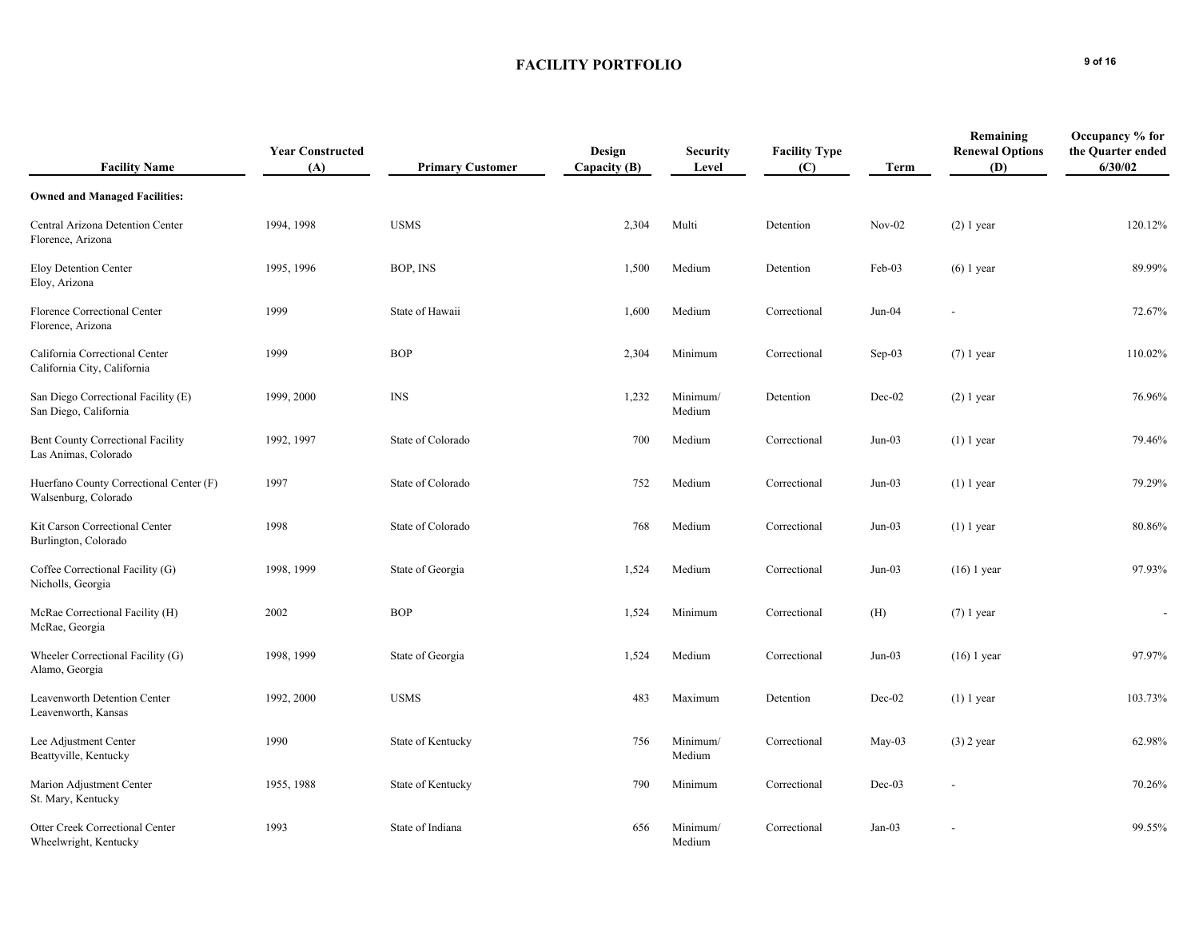# FACILITY PORTFOLIO

| Facility Name | Year Constructed (A) | Primary Customer | Design Capacity (B) | Security Level | Facility Type (C) | Term | Remaining Renewal Options (D) | Occupancy % for the Quarter ended 6/30/02 |
|---|---|---|---|---|---|---|---|---|
| **Owned and Managed Facilities:** | | | | | | | | |
| Central Arizona Detention Center<br>Florence, Arizona | 1994, 1998 | USMS | 2,304 | Multi | Detention | Nov-02 | (2) 1 year | 120.12% |
| Eloy Detention Center<br>Eloy, Arizona | 1995, 1996 | BOP, INS | 1,500 | Medium | Detention | Feb-03 | (6) 1 year | 89.99% |
| Florence Correctional Center<br>Florence, Arizona | 1999 | State of Hawaii | 1,600 | Medium | Correctional | Jun-04 | - | 72.67% |
| California Correctional Center<br>California City, California | 1999 | BOP | 2,304 | Minimum | Correctional | Sep-03 | (7) 1 year | 110.02% |
| San Diego Correctional Facility (E)<br>San Diego, California | 1999, 2000 | INS | 1,232 | Minimum/ Medium | Detention | Dec-02 | (2) 1 year | 76.96% |
| Bent County Correctional Facility<br>Las Animas, Colorado | 1992, 1997 | State of Colorado | 700 | Medium | Correctional | Jun-03 | (1) 1 year | 79.46% |
| Huerfano County Correctional Center (F)<br>Walsenburg, Colorado | 1997 | State of Colorado | 752 | Medium | Correctional | Jun-03 | (1) 1 year | 79.29% |
| Kit Carson Correctional Center<br>Burlington, Colorado | 1998 | State of Colorado | 768 | Medium | Correctional | Jun-03 | (1) 1 year | 80.86% |
| Coffee Correctional Facility (G)<br>Nicholls, Georgia | 1998, 1999 | State of Georgia | 1,524 | Medium | Correctional | Jun-03 | (16) 1 year | 97.93% |
| McRae Correctional Facility (H)<br>McRae, Georgia | 2002 | BOP | 1,524 | Minimum | Correctional | (H) | (7) 1 year | - |
| Wheeler Correctional Facility (G)<br>Alamo, Georgia | 1998, 1999 | State of Georgia | 1,524 | Medium | Correctional | Jun-03 | (16) 1 year | 97.97% |
| Leavenworth Detention Center<br>Leavenworth, Kansas | 1992, 2000 | USMS | 483 | Maximum | Detention | Dec-02 | (1) 1 year | 103.73% |
| Lee Adjustment Center<br>Beattyville, Kentucky | 1990 | State of Kentucky | 756 | Minimum/ Medium | Correctional | May-03 | (3) 2 year | 62.98% |
| Marion Adjustment Center<br>St. Mary, Kentucky | 1955, 1988 | State of Kentucky | 790 | Minimum | Correctional | Dec-03 | - | 70.26% |
| Otter Creek Correctional Center<br>Wheelwright, Kentucky | 1993 | State of Indiana | 656 | Minimum/ Medium | Correctional | Jan-03 | - | 99.55% |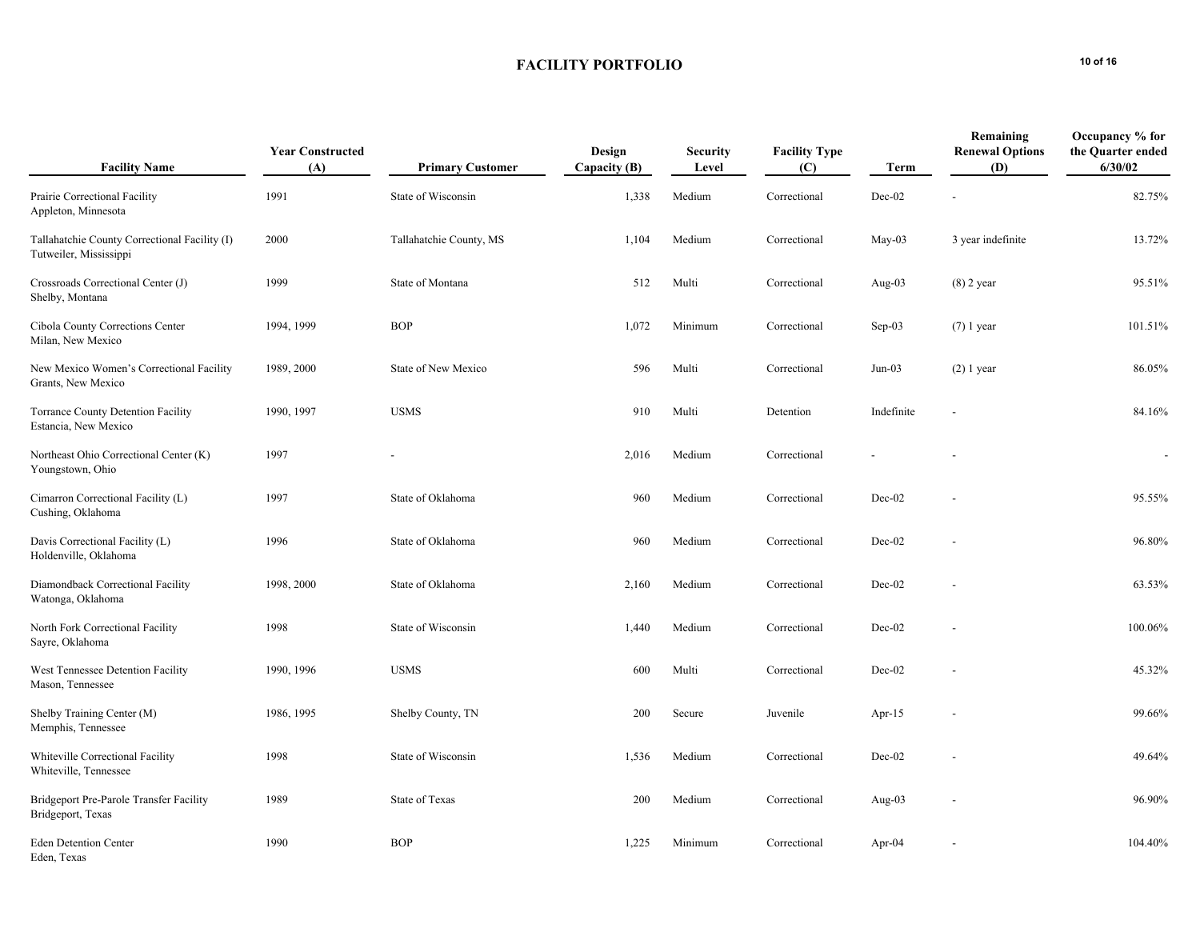# FACILITY PORTFOLIO

| Facility Name | Year Constructed (A) | Primary Customer | Design Capacity (B) | Security Level | Facility Type (C) | Term | Remaining Renewal Options (D) | Occupancy % for the Quarter ended 6/30/02 |
|---|---|---|---|---|---|---|---|---|
| Prairie Correctional Facility<br>Appleton, Minnesota | 1991 | State of Wisconsin | 1,338 | Medium | Correctional | Dec-02 | - | 82.75% |
| Tallahatchie County Correctional Facility (I)<br>Tutweiler, Mississippi | 2000 | Tallahatchie County, MS | 1,104 | Medium | Correctional | May-03 | 3 year indefinite | 13.72% |
| Crossroads Correctional Center (J)<br>Shelby, Montana | 1999 | State of Montana | 512 | Multi | Correctional | Aug-03 | (8) 2 year | 95.51% |
| Cibola County Corrections Center<br>Milan, New Mexico | 1994, 1999 | BOP | 1,072 | Minimum | Correctional | Sep-03 | (7) 1 year | 101.51% |
| New Mexico Women's Correctional Facility<br>Grants, New Mexico | 1989, 2000 | State of New Mexico | 596 | Multi | Correctional | Jun-03 | (2) 1 year | 86.05% |
| Torrance County Detention Facility<br>Estancia, New Mexico | 1990, 1997 | USMS | 910 | Multi | Detention | Indefinite | - | 84.16% |
| Northeast Ohio Correctional Center (K)<br>Youngstown, Ohio | 1997 | - | 2,016 | Medium | Correctional | - | - | - |
| Cimarron Correctional Facility (L)<br>Cushing, Oklahoma | 1997 | State of Oklahoma | 960 | Medium | Correctional | Dec-02 | - | 95.55% |
| Davis Correctional Facility (L)<br>Holdenville, Oklahoma | 1996 | State of Oklahoma | 960 | Medium | Correctional | Dec-02 | - | 96.80% |
| Diamondback Correctional Facility<br>Watonga, Oklahoma | 1998, 2000 | State of Oklahoma | 2,160 | Medium | Correctional | Dec-02 | - | 63.53% |
| North Fork Correctional Facility<br>Sayre, Oklahoma | 1998 | State of Wisconsin | 1,440 | Medium | Correctional | Dec-02 | - | 100.06% |
| West Tennessee Detention Facility<br>Mason, Tennessee | 1990, 1996 | USMS | 600 | Multi | Correctional | Dec-02 | - | 45.32% |
| Shelby Training Center (M)<br>Memphis, Tennessee | 1986, 1995 | Shelby County, TN | 200 | Secure | Juvenile | Apr-15 | - | 99.66% |
| Whiteville Correctional Facility<br>Whiteville, Tennessee | 1998 | State of Wisconsin | 1,536 | Medium | Correctional | Dec-02 | - | 49.64% |
| Bridgeport Pre-Parole Transfer Facility<br>Bridgeport, Texas | 1989 | State of Texas | 200 | Medium | Correctional | Aug-03 | - | 96.90% |
| Eden Detention Center<br>Eden, Texas | 1990 | BOP | 1,225 | Minimum | Correctional | Apr-04 | - | 104.40% |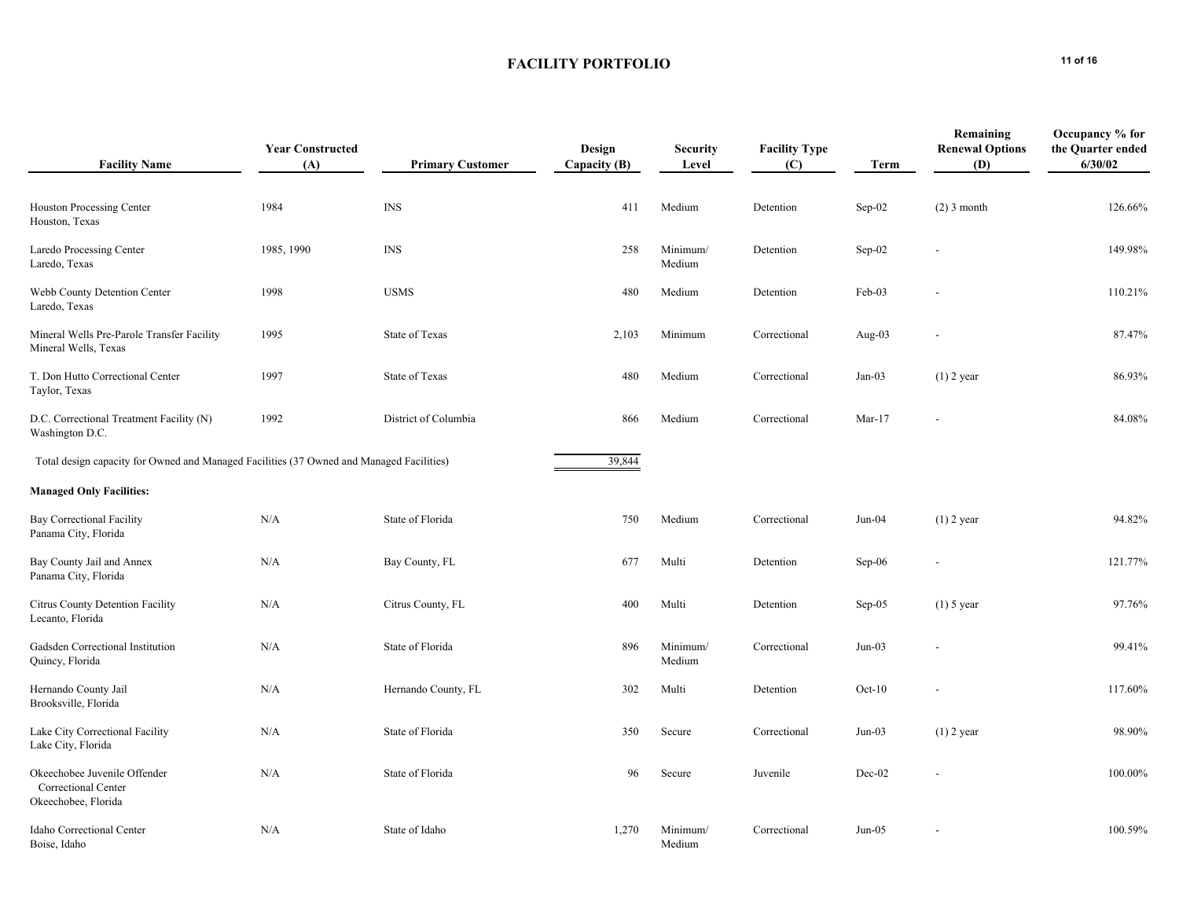# FACILITY PORTFOLIO

| Facility Name | Year Constructed (A) | Primary Customer | Design Capacity (B) | Security Level | Facility Type (C) | Term | Remaining Renewal Options (D) | Occupancy % for the Quarter ended 6/30/02 |
|---|---|---|---|---|---|---|---|---|
| Houston Processing Center<br>Houston, Texas | 1984 | INS | 411 | Medium | Detention | Sep-02 | (2) 3 month | 126.66% |
| Laredo Processing Center<br>Laredo, Texas | 1985, 1990 | INS | 258 | Minimum/ Medium | Detention | Sep-02 | - | 149.98% |
| Webb County Detention Center<br>Laredo, Texas | 1998 | USMS | 480 | Medium | Detention | Feb-03 | - | 110.21% |
| Mineral Wells Pre-Parole Transfer Facility<br>Mineral Wells, Texas | 1995 | State of Texas | 2,103 | Minimum | Correctional | Aug-03 | - | 87.47% |
| T. Don Hutto Correctional Center<br>Taylor, Texas | 1997 | State of Texas | 480 | Medium | Correctional | Jan-03 | (1) 2 year | 86.93% |
| D.C. Correctional Treatment Facility (N)<br>Washington D.C. | 1992 | District of Columbia | 866 | Medium | Correctional | Mar-17 | - | 84.08% |
| Total design capacity for Owned and Managed Facilities (37 Owned and Managed Facilities) | | | 39,844 | | | | | |
| **Managed Only Facilities:** | | | | | | | | |
| Bay Correctional Facility<br>Panama City, Florida | N/A | State of Florida | 750 | Medium | Correctional | Jun-04 | (1) 2 year | 94.82% |
| Bay County Jail and Annex<br>Panama City, Florida | N/A | Bay County, FL | 677 | Multi | Detention | Sep-06 | - | 121.77% |
| Citrus County Detention Facility<br>Lecanto, Florida | N/A | Citrus County, FL | 400 | Multi | Detention | Sep-05 | (1) 5 year | 97.76% |
| Gadsden Correctional Institution<br>Quincy, Florida | N/A | State of Florida | 896 | Minimum/ Medium | Correctional | Jun-03 | - | 99.41% |
| Hernando County Jail<br>Brooksville, Florida | N/A | Hernando County, FL | 302 | Multi | Detention | Oct-10 | - | 117.60% |
| Lake City Correctional Facility<br>Lake City, Florida | N/A | State of Florida | 350 | Secure | Correctional | Jun-03 | (1) 2 year | 98.90% |
| Okeechobee Juvenile Offender Correctional Center<br>Okeechobee, Florida | N/A | State of Florida | 96 | Secure | Juvenile | Dec-02 | - | 100.00% |
| Idaho Correctional Center<br>Boise, Idaho | N/A | State of Idaho | 1,270 | Minimum/ Medium | Correctional | Jun-05 | - | 100.59% |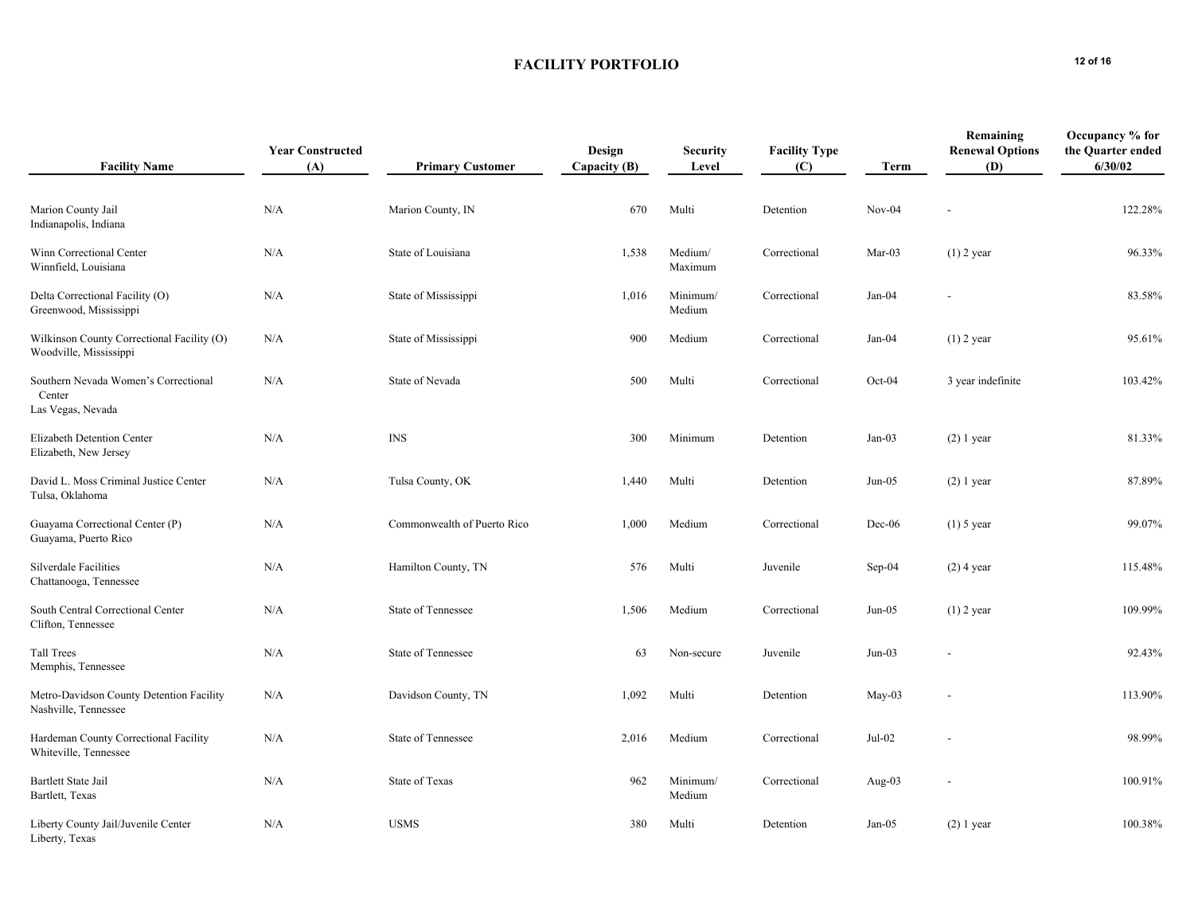# FACILITY PORTFOLIO

| Facility Name | Year Constructed (A) | Primary Customer | Design Capacity (B) | Security Level | Facility Type (C) | Term | Remaining Renewal Options (D) | Occupancy % for the Quarter ended 6/30/02 |
|---|---|---|---|---|---|---|---|---|
| Marion County Jail<br>Indianapolis, Indiana | N/A | Marion County, IN | 670 | Multi | Detention | Nov-04 | - | 122.28% |
| Winn Correctional Center<br>Winnfield, Louisiana | N/A | State of Louisiana | 1,538 | Medium/ Maximum | Correctional | Mar-03 | (1) 2 year | 96.33% |
| Delta Correctional Facility (O)<br>Greenwood, Mississippi | N/A | State of Mississippi | 1,016 | Minimum/ Medium | Correctional | Jan-04 | - | 83.58% |
| Wilkinson County Correctional Facility (O)<br>Woodville, Mississippi | N/A | State of Mississippi | 900 | Medium | Correctional | Jan-04 | (1) 2 year | 95.61% |
| Southern Nevada Women's Correctional Center<br>Las Vegas, Nevada | N/A | State of Nevada | 500 | Multi | Correctional | Oct-04 | 3 year indefinite | 103.42% |
| Elizabeth Detention Center<br>Elizabeth, New Jersey | N/A | INS | 300 | Minimum | Detention | Jan-03 | (2) 1 year | 81.33% |
| David L. Moss Criminal Justice Center<br>Tulsa, Oklahoma | N/A | Tulsa County, OK | 1,440 | Multi | Detention | Jun-05 | (2) 1 year | 87.89% |
| Guayama Correctional Center (P)<br>Guayama, Puerto Rico | N/A | Commonwealth of Puerto Rico | 1,000 | Medium | Correctional | Dec-06 | (1) 5 year | 99.07% |
| Silverdale Facilities<br>Chattanooga, Tennessee | N/A | Hamilton County, TN | 576 | Multi | Juvenile | Sep-04 | (2) 4 year | 115.48% |
| South Central Correctional Center<br>Clifton, Tennessee | N/A | State of Tennessee | 1,506 | Medium | Correctional | Jun-05 | (1) 2 year | 109.99% |
| Tall Trees<br>Memphis, Tennessee | N/A | State of Tennessee | 63 | Non-secure | Juvenile | Jun-03 | - | 92.43% |
| Metro-Davidson County Detention Facility<br>Nashville, Tennessee | N/A | Davidson County, TN | 1,092 | Multi | Detention | May-03 | - | 113.90% |
| Hardeman County Correctional Facility<br>Whiteville, Tennessee | N/A | State of Tennessee | 2,016 | Medium | Correctional | Jul-02 | - | 98.99% |
| Bartlett State Jail<br>Bartlett, Texas | N/A | State of Texas | 962 | Minimum/ Medium | Correctional | Aug-03 | - | 100.91% |
| Liberty County Jail/Juvenile Center<br>Liberty, Texas | N/A | USMS | 380 | Multi | Detention | Jan-05 | (2) 1 year | 100.38% |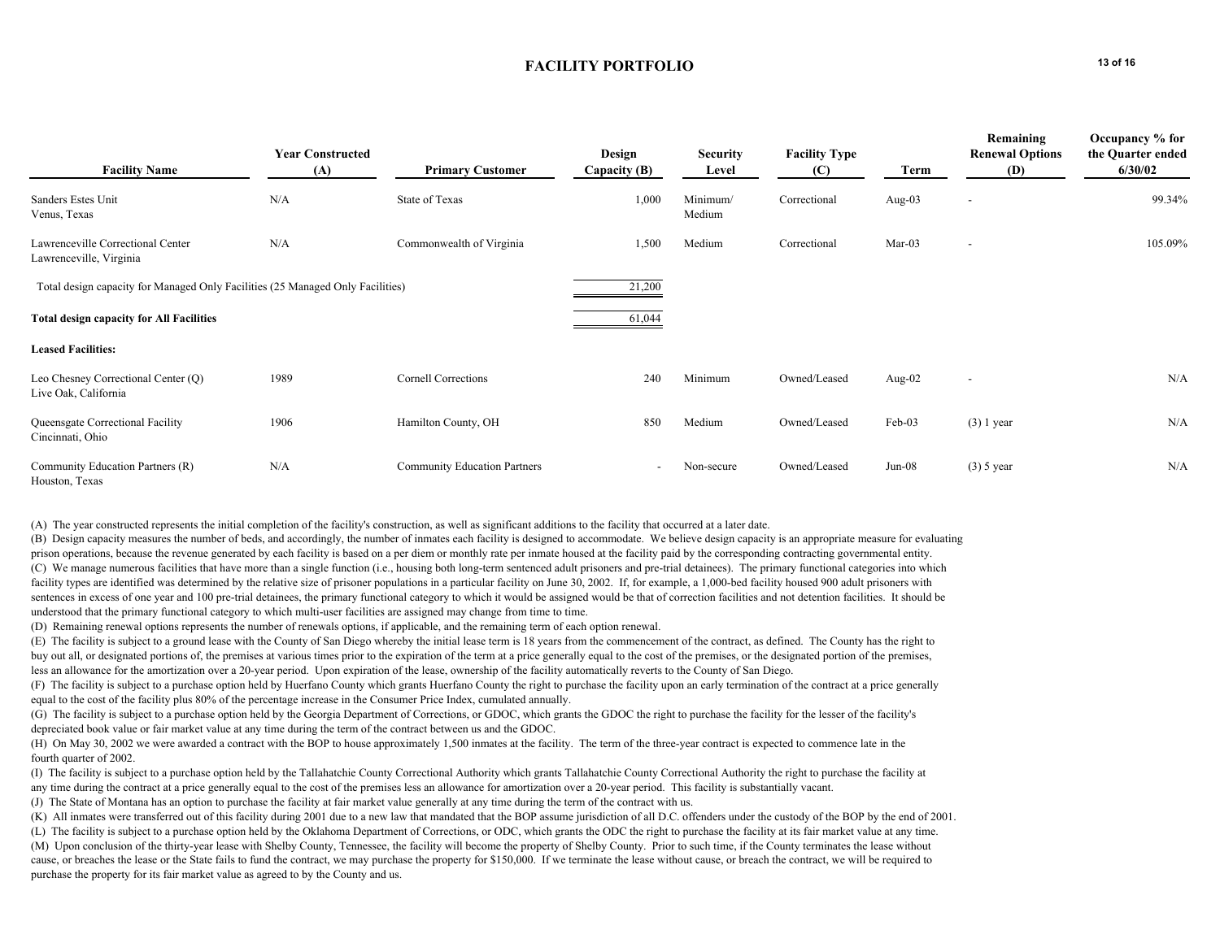# FACILITY PORTFOLIO

| Facility Name | Year Constructed (A) | Primary Customer | Design Capacity (B) | Security Level | Facility Type (C) | Term | Remaining Renewal Options (D) | Occupancy % for the Quarter ended 6/30/02 |
|---|---|---|---|---|---|---|---|---|
| Sanders Estes Unit<br>Venus, Texas | N/A | State of Texas | 1,000 | Minimum/<br>Medium | Correctional | Aug-03 | - | 99.34% |
| Lawrenceville Correctional Center<br>Lawrenceville, Virginia | N/A | Commonwealth of Virginia | 1,500 | Medium | Correctional | Mar-03 | - | 105.09% |
| Total design capacity for Managed Only Facilities (25 Managed Only Facilities) | | | 21,200 | | | | | |
| **Total design capacity for All Facilities** | | | 61,044 | | | | | |
| **Leased Facilities:** | | | | | | | | |
| Leo Chesney Correctional Center (Q)<br>Live Oak, California | 1989 | Cornell Corrections | 240 | Minimum | Owned/Leased | Aug-02 | - | N/A |
| Queensgate Correctional Facility<br>Cincinnati, Ohio | 1906 | Hamilton County, OH | 850 | Medium | Owned/Leased | Feb-03 | (3) 1 year | N/A |
| Community Education Partners (R)<br>Houston, Texas | N/A | Community Education Partners | - | Non-secure | Owned/Leased | Jun-08 | (3) 5 year | N/A |

(A) The year constructed represents the initial completion of the facility's construction, as well as significant additions to the facility that occurred at a later date.

(B) Design capacity measures the number of beds, and accordingly, the number of inmates each facility is designed to accommodate. We believe design capacity is an appropriate measure for evaluating prison operations, because the revenue generated by each facility is based on a per diem or monthly rate per inmate housed at the facility paid by the corresponding contracting governmental entity.

(C) We manage numerous facilities that have more than a single function (i.e., housing both long-term sentenced adult prisoners and pre-trial detainees). The primary functional categories into which facility types are identified was determined by the relative size of prisoner populations in a particular facility on June 30, 2002. If, for example, a 1,000-bed facility housed 900 adult prisoners with sentences in excess of one year and 100 pre-trial detainees, the primary functional category to which it would be assigned would be that of correction facilities and not detention facilities. It should be understood that the primary functional category to which multi-user facilities are assigned may change from time to time.

(D) Remaining renewal options represents the number of renewals options, if applicable, and the remaining term of each option renewal.

(E) The facility is subject to a ground lease with the County of San Diego whereby the initial lease term is 18 years from the commencement of the contract, as defined. The County has the right to buy out all, or designated portions of, the premises at various times prior to the expiration of the term at a price generally equal to the cost of the premises, or the designated portion of the premises, less an allowance for the amortization over a 20-year period. Upon expiration of the lease, ownership of the facility automatically reverts to the County of San Diego.

(F) The facility is subject to a purchase option held by Huerfano County which grants Huerfano County the right to purchase the facility upon an early termination of the contract at a price generally equal to the cost of the facility plus 80% of the percentage increase in the Consumer Price Index, cumulated annually.

(G) The facility is subject to a purchase option held by the Georgia Department of Corrections, or GDOC, which grants the GDOC the right to purchase the facility for the lesser of the facility's depreciated book value or fair market value at any time during the term of the contract between us and the GDOC.

(H) On May 30, 2002 we were awarded a contract with the BOP to house approximately 1,500 inmates at the facility. The term of the three-year contract is expected to commence late in the fourth quarter of 2002.

(I) The facility is subject to a purchase option held by the Tallahatchie County Correctional Authority which grants Tallahatchie County Correctional Authority the right to purchase the facility at any time during the contract at a price generally equal to the cost of the premises less an allowance for amortization over a 20-year period. This facility is substantially vacant.

(J) The State of Montana has an option to purchase the facility at fair market value generally at any time during the term of the contract with us.

(K) All inmates were transferred out of this facility during 2001 due to a new law that mandated that the BOP assume jurisdiction of all D.C. offenders under the custody of the BOP by the end of 2001.

(L) The facility is subject to a purchase option held by the Oklahoma Department of Corrections, or ODC, which grants the ODC the right to purchase the facility at its fair market value at any time.

(M) Upon conclusion of the thirty-year lease with Shelby County, Tennessee, the facility will become the property of Shelby County. Prior to such time, if the County terminates the lease without cause, or breaches the lease or the State fails to fund the contract, we may purchase the property for $150,000. If we terminate the lease without cause, or breach the contract, we will be required to purchase the property for its fair market value as agreed to by the County and us.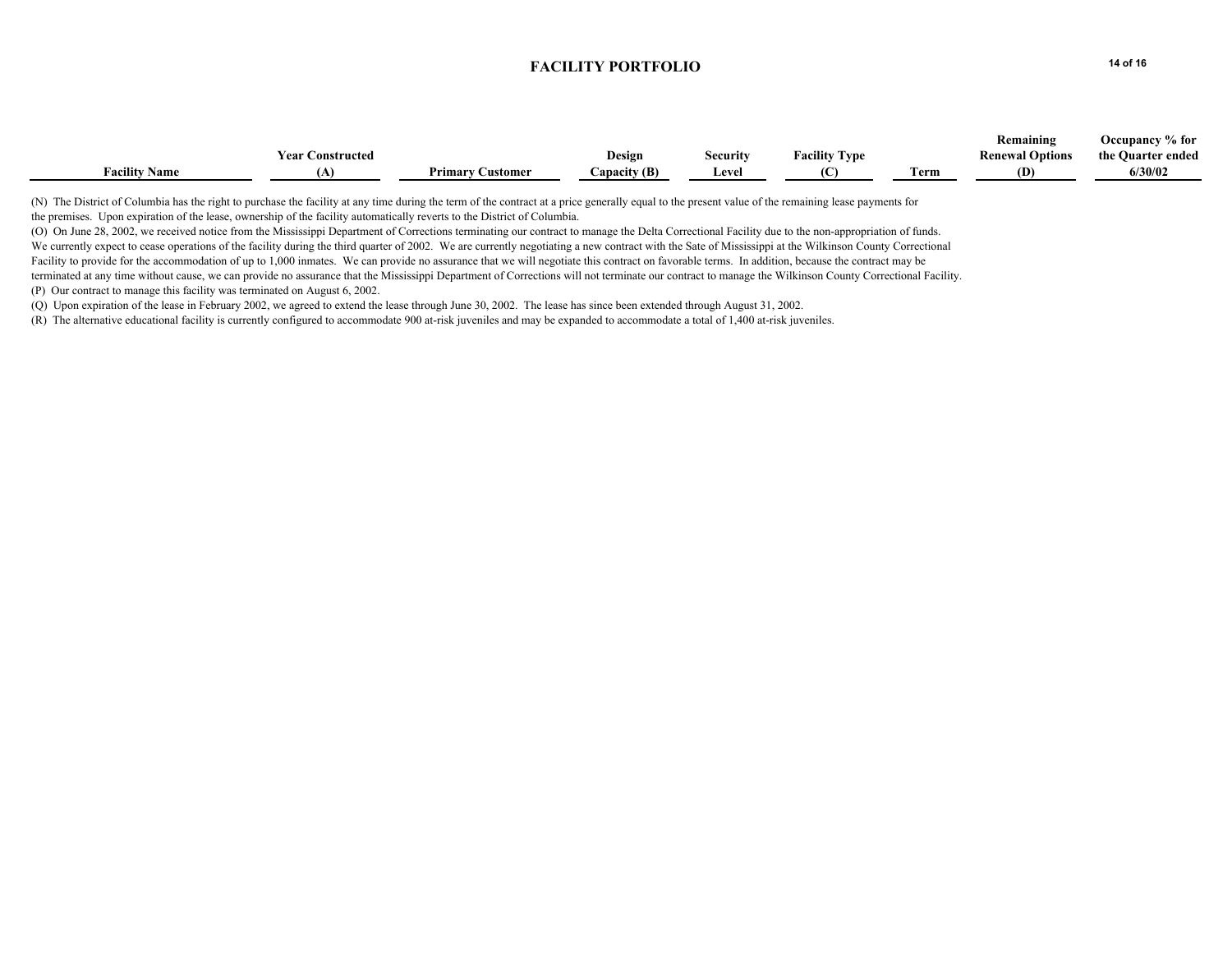# FACILITY PORTFOLIO

| Facility Name | Year Constructed (A) | Primary Customer | Design Capacity (B) | Security Level | Facility Type (C) | Term | Remaining Renewal Options (D) | Occupancy % for the Quarter ended 6/30/02 |
|---|---|---|---|---|---|---|---|---|

(N) The District of Columbia has the right to purchase the facility at any time during the term of the contract at a price generally equal to the present value of the remaining lease payments for the premises. Upon expiration of the lease, ownership of the facility automatically reverts to the District of Columbia.

(O) On June 28, 2002, we received notice from the Mississippi Department of Corrections terminating our contract to manage the Delta Correctional Facility due to the non-appropriation of funds. We currently expect to cease operations of the facility during the third quarter of 2002. We are currently negotiating a new contract with the Sate of Mississippi at the Wilkinson County Correctional Facility to provide for the accommodation of up to 1,000 inmates. We can provide no assurance that we will negotiate this contract on favorable terms. In addition, because the contract may be terminated at any time without cause, we can provide no assurance that the Mississippi Department of Corrections will not terminate our contract to manage the Wilkinson County Correctional Facility.

(P) Our contract to manage this facility was terminated on August 6, 2002.

(Q) Upon expiration of the lease in February 2002, we agreed to extend the lease through June 30, 2002. The lease has since been extended through August 31, 2002.

(R) The alternative educational facility is currently configured to accommodate 900 at-risk juveniles and may be expanded to accommodate a total of 1,400 at-risk juveniles.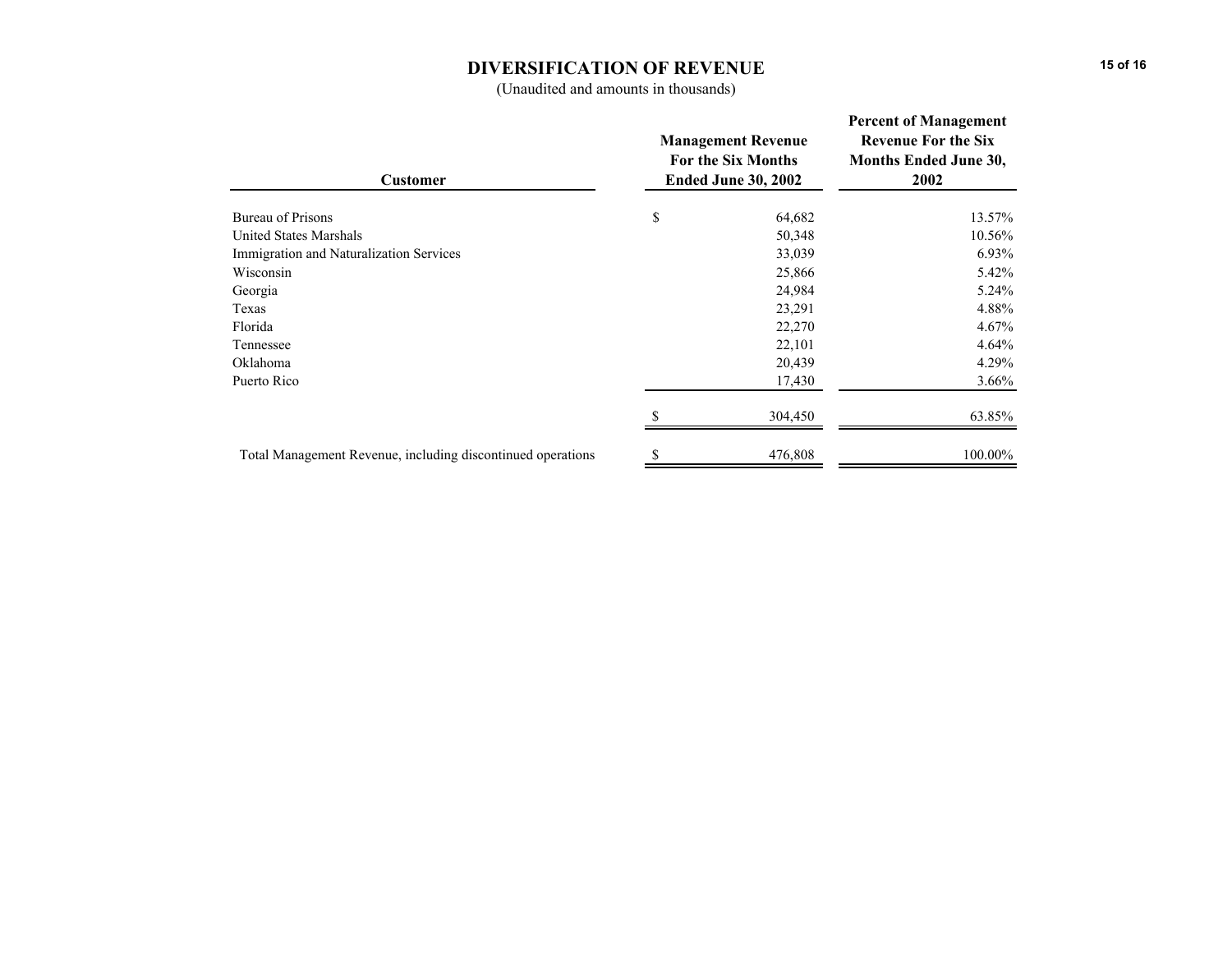# DIVERSIFICATION OF REVENUE

(Unaudited and amounts in thousands)

| Customer | Management Revenue For the Six Months Ended June 30, 2002 | Percent of Management Revenue For the Six Months Ended June 30, 2002 |
|---|---|---|
| Bureau of Prisons | $ 64,682 | 13.57% |
| United States Marshals | 50,348 | 10.56% |
| Immigration and Naturalization Services | 33,039 | 6.93% |
| Wisconsin | 25,866 | 5.42% |
| Georgia | 24,984 | 5.24% |
| Texas | 23,291 | 4.88% |
| Florida | 22,270 | 4.67% |
| Tennessee | 22,101 | 4.64% |
| Oklahoma | 20,439 | 4.29% |
| Puerto Rico | 17,430 | 3.66% |
| | $ 304,450 | 63.85% |
| Total Management Revenue, including discontinued operations | $ 476,808 | 100.00% |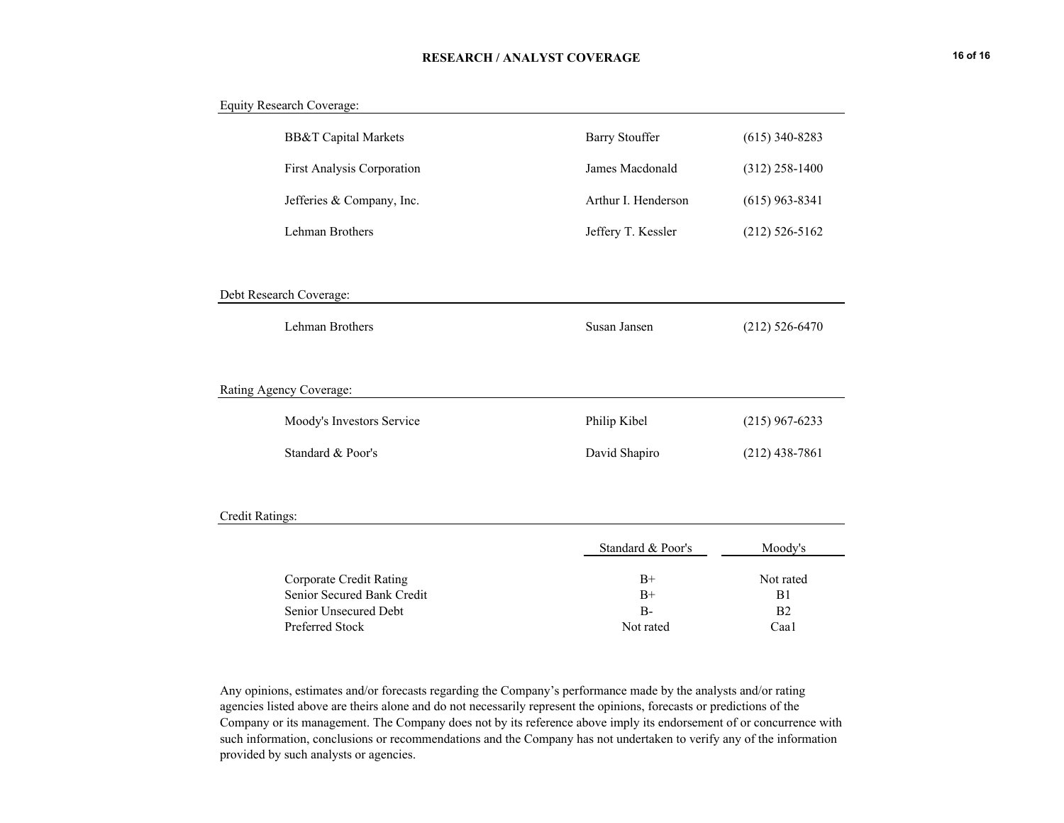# RESEARCH / ANALYST COVERAGE

## Equity Research Coverage:

| | | |
|---|---|---|
| BB&T Capital Markets | Barry Stouffer | (615) 340-8283 |
| First Analysis Corporation | James Macdonald | (312) 258-1400 |
| Jefferies & Company, Inc. | Arthur I. Henderson | (615) 963-8341 |
| Lehman Brothers | Jeffery T. Kessler | (212) 526-5162 |

## Debt Research Coverage:

| | | |
|---|---|---|
| Lehman Brothers | Susan Jansen | (212) 526-6470 |

## Rating Agency Coverage:

| | | |
|---|---|---|
| Moody's Investors Service | Philip Kibel | (215) 967-6233 |
| Standard & Poor's | David Shapiro | (212) 438-7861 |

## Credit Ratings:

| | Standard & Poor's | Moody's |
|---|---|---|
| Corporate Credit Rating | B+ | Not rated |
| Senior Secured Bank Credit | B+ | B1 |
| Senior Unsecured Debt | B- | B2 |
| Preferred Stock | Not rated | Caa1 |

Any opinions, estimates and/or forecasts regarding the Company's performance made by the analysts and/or rating agencies listed above are theirs alone and do not necessarily represent the opinions, forecasts or predictions of the Company or its management. The Company does not by its reference above imply its endorsement of or concurrence with such information, conclusions or recommendations and the Company has not undertaken to verify any of the information provided by such analysts or agencies.